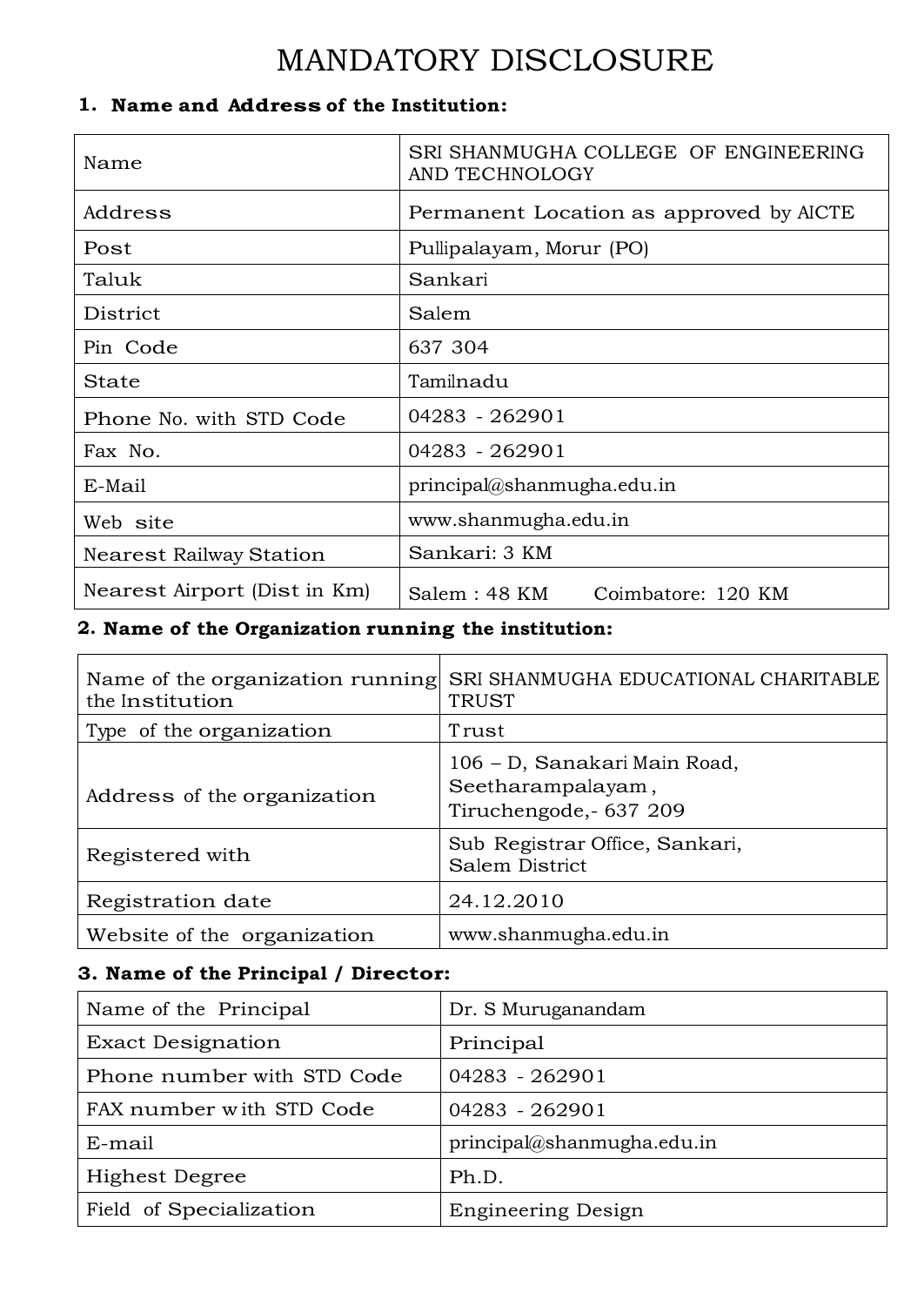# MANDATORY DISCLOSURE

## 1. Name and Address of the Institution:

| | |
|---|---|
| Name | SRI SHANMUGHA COLLEGE OF ENGINEERING AND TECHNOLOGY |
| Address | Permanent Location as approved by AICTE |
| Post | Pullipalayam, Morur (PO) |
| Taluk | Sankari |
| District | Salem |
| Pin Code | 637 304 |
| State | Tamilnadu |
| Phone No. with STD Code | 04283 - 262901 |
| Fax No. | 04283 - 262901 |
| E-Mail | principal@shanmugha.edu.in |
| Web site | www.shanmugha.edu.in |
| Nearest Railway Station | Sankari: 3 KM |
| Nearest Airport (Dist in Km) | Salem : 48 KM Coimbatore: 120 KM |

## 2. Name of the Organization running the institution:

| | |
|---|---|
| Name of the organization running the Institution | SRI SHANMUGHA EDUCATIONAL CHARITABLE TRUST |
| Type of the organization | Trust |
| Address of the organization | 106 – D, Sanakari Main Road, Seetharampalayam , Tiruchengode,- 637 209 |
| Registered with | Sub Registrar Office, Sankari, Salem District |
| Registration date | 24.12.2010 |
| Website of the organization | www.shanmugha.edu.in |

## 3. Name of the Principal / Director:

| | |
|---|---|
| Name of the Principal | Dr. S Muruganandam |
| Exact Designation | Principal |
| Phone number with STD Code | 04283 - 262901 |
| FAX number with STD Code | 04283 - 262901 |
| E-mail | principal@shanmugha.edu.in |
| Highest Degree | Ph.D. |
| Field of Specialization | Engineering Design |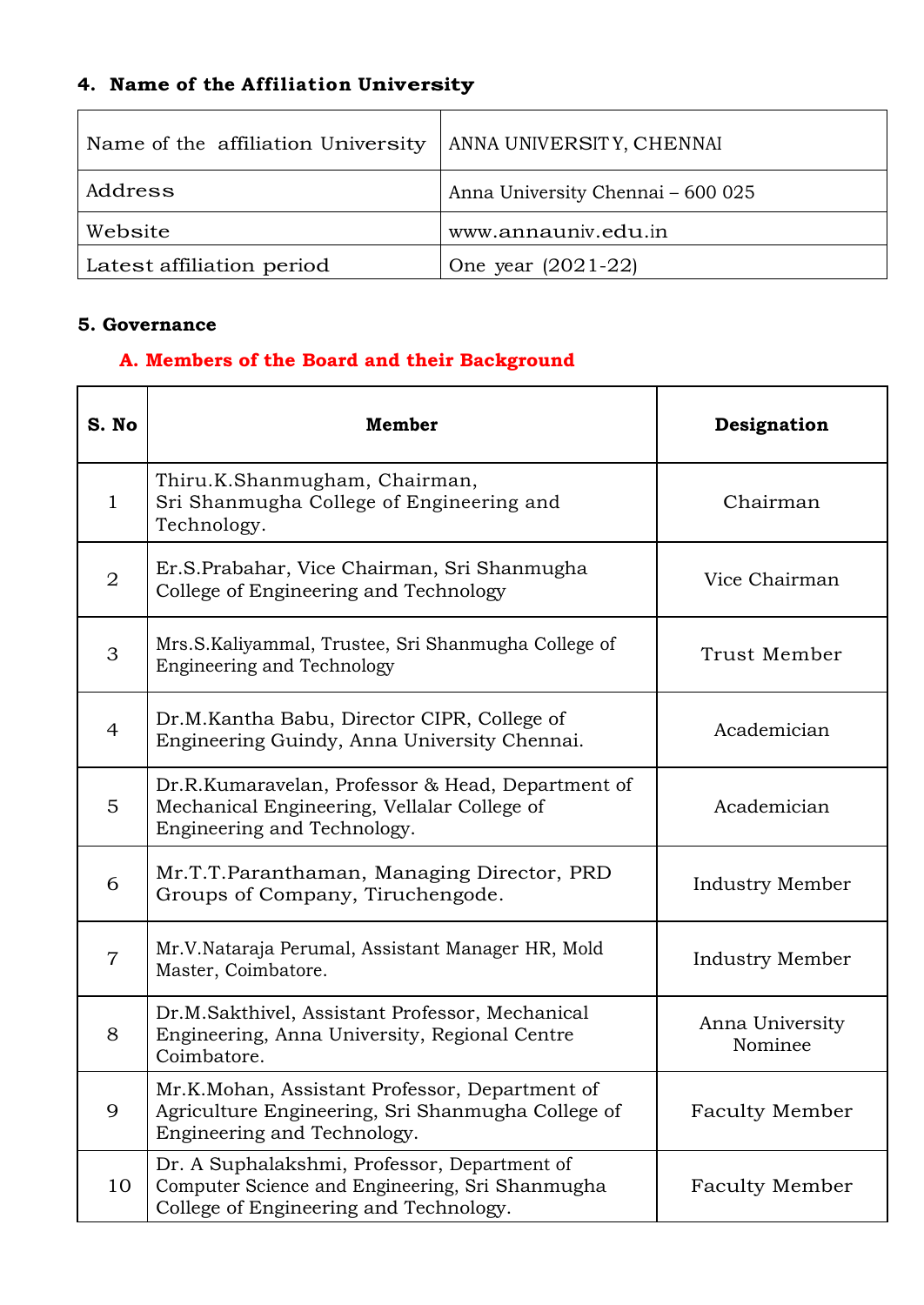### 4. Name of the Affiliation University

| Name of the affiliation University | ANNA UNIVERSITY, CHENNAI |
|---|---|
| Address | Anna University Chennai – 600 025 |
| Website | www.annauniv.edu.in |
| Latest affiliation period | One year (2021-22) |

### 5. Governance

#### A. Members of the Board and their Background

| S. No | Member | Designation |
|---|---|---|
| 1 | Thiru.K.Shanmugham, Chairman, Sri Shanmugha College of Engineering and Technology. | Chairman |
| 2 | Er.S.Prabahar, Vice Chairman, Sri Shanmugha College of Engineering and Technology | Vice Chairman |
| 3 | Mrs.S.Kaliyammal, Trustee, Sri Shanmugha College of Engineering and Technology | Trust Member |
| 4 | Dr.M.Kantha Babu, Director CIPR, College of Engineering Guindy, Anna University Chennai. | Academician |
| 5 | Dr.R.Kumaravelan, Professor & Head, Department of Mechanical Engineering, Vellalar College of Engineering and Technology. | Academician |
| 6 | Mr.T.T.Paranthaman, Managing Director, PRD Groups of Company, Tiruchengode. | Industry Member |
| 7 | Mr.V.Nataraja Perumal, Assistant Manager HR, Mold Master, Coimbatore. | Industry Member |
| 8 | Dr.M.Sakthivel, Assistant Professor, Mechanical Engineering, Anna University, Regional Centre Coimbatore. | Anna University Nominee |
| 9 | Mr.K.Mohan, Assistant Professor, Department of Agriculture Engineering, Sri Shanmugha College of Engineering and Technology. | Faculty Member |
| 10 | Dr. A Suphalakshmi, Professor, Department of Computer Science and Engineering, Sri Shanmugha College of Engineering and Technology. | Faculty Member |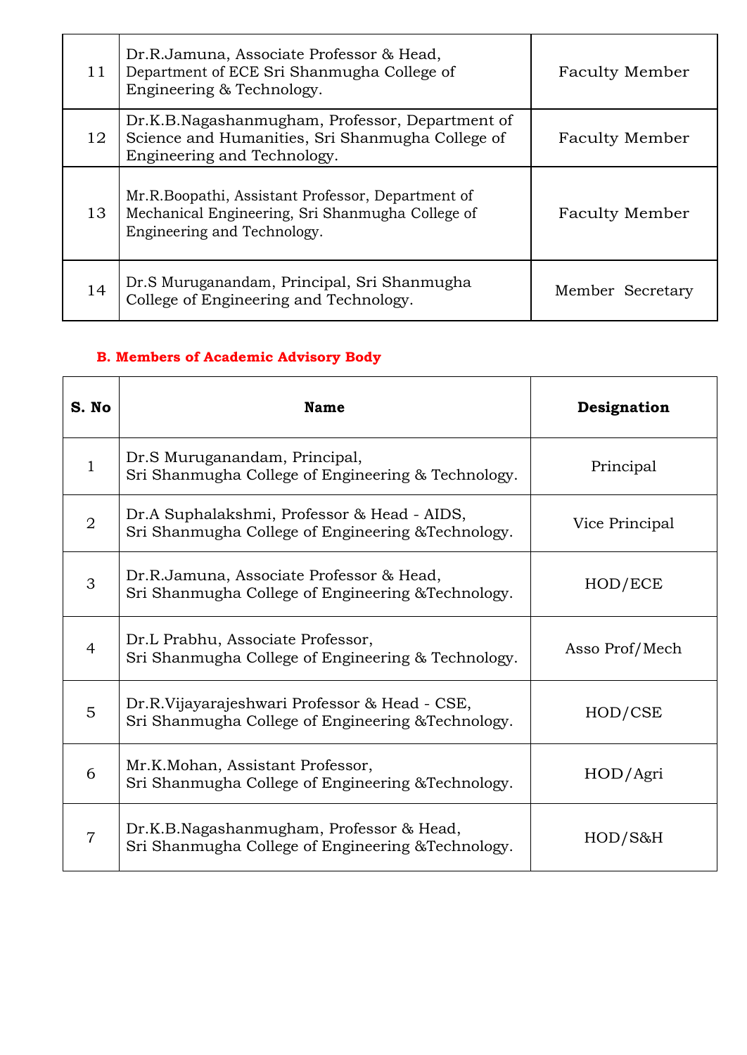| | | |
|---|---|---|
| 11 | Dr.R.Jamuna, Associate Professor & Head, Department of ECE Sri Shanmugha College of Engineering & Technology. | Faculty Member |
| 12 | Dr.K.B.Nagashanmugham, Professor, Department of Science and Humanities, Sri Shanmugha College of Engineering and Technology. | Faculty Member |
| 13 | Mr.R.Boopathi, Assistant Professor, Department of Mechanical Engineering, Sri Shanmugha College of Engineering and Technology. | Faculty Member |
| 14 | Dr.S Muruganandam, Principal, Sri Shanmugha College of Engineering and Technology. | Member Secretary |

**B. Members of Academic Advisory Body**

| S. No | Name | Designation |
|---|---|---|
| 1 | Dr.S Muruganandam, Principal, Sri Shanmugha College of Engineering & Technology. | Principal |
| 2 | Dr.A Suphalakshmi, Professor & Head - AIDS, Sri Shanmugha College of Engineering &Technology. | Vice Principal |
| 3 | Dr.R.Jamuna, Associate Professor & Head, Sri Shanmugha College of Engineering &Technology. | HOD/ECE |
| 4 | Dr.L Prabhu, Associate Professor, Sri Shanmugha College of Engineering & Technology. | Asso Prof/Mech |
| 5 | Dr.R.Vijayarajeshwari Professor & Head - CSE, Sri Shanmugha College of Engineering &Technology. | HOD/CSE |
| 6 | Mr.K.Mohan, Assistant Professor, Sri Shanmugha College of Engineering &Technology. | HOD/Agri |
| 7 | Dr.K.B.Nagashanmugham, Professor & Head, Sri Shanmugha College of Engineering &Technology. | HOD/S&H |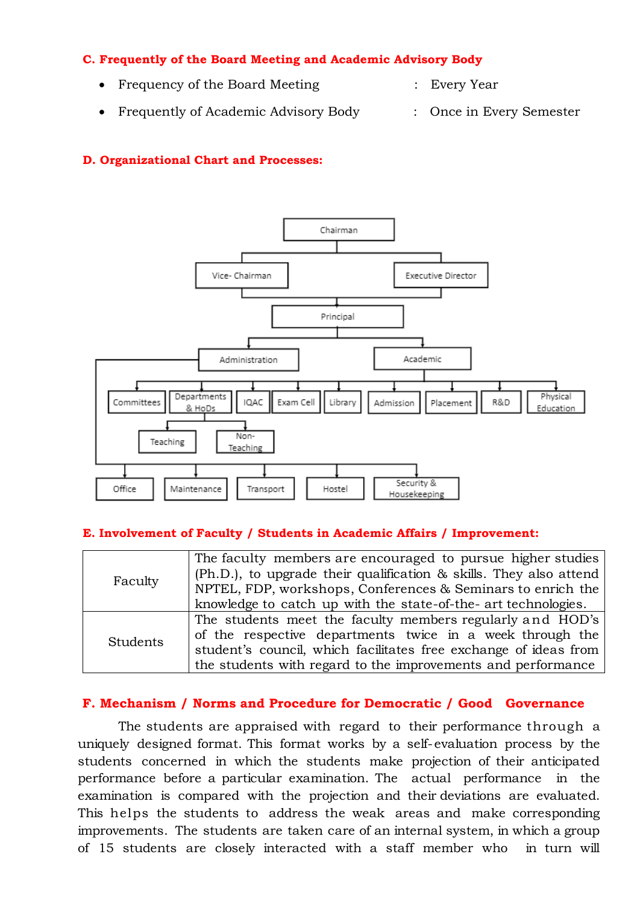### C. Frequently of the Board Meeting and Academic Advisory Body

- Frequency of the Board Meeting : Every Year
- Frequently of Academic Advisory Body : Once in Every Semester

### D. Organizational Chart and Processes:

- Chairman
  - Vice- Chairman
  - Executive Director
    - Principal
      - Administration
        - Committees
        - Departments & HoDs
          - Teaching
          - Non-Teaching
        - IQAC
        - Exam Cell
        - Library
        - Office
        - Maintenance
        - Transport
        - Hostel
        - Security & Housekeeping
      - Academic
        - Admission
        - Placement
        - R&D
        - Physical Education

### E. Involvement of Faculty / Students in Academic Affairs / Improvement:

| | |
|---|---|
| Faculty | The faculty members are encouraged to pursue higher studies (Ph.D.), to upgrade their qualification & skills. They also attend NPTEL, FDP, workshops, Conferences & Seminars to enrich the knowledge to catch up with the state-of-the- art technologies. |
| Students | The students meet the faculty members regularly and HOD's of the respective departments twice in a week through the student's council, which facilitates free exchange of ideas from the students with regard to the improvements and performance |

### F. Mechanism / Norms and Procedure for Democratic / Good Governance

The students are appraised with regard to their performance through a uniquely designed format. This format works by a self-evaluation process by the students concerned in which the students make projection of their anticipated performance before a particular examination. The actual performance in the examination is compared with the projection and their deviations are evaluated. This helps the students to address the weak areas and make corresponding improvements. The students are taken care of an internal system, in which a group of 15 students are closely interacted with a staff member who in turn will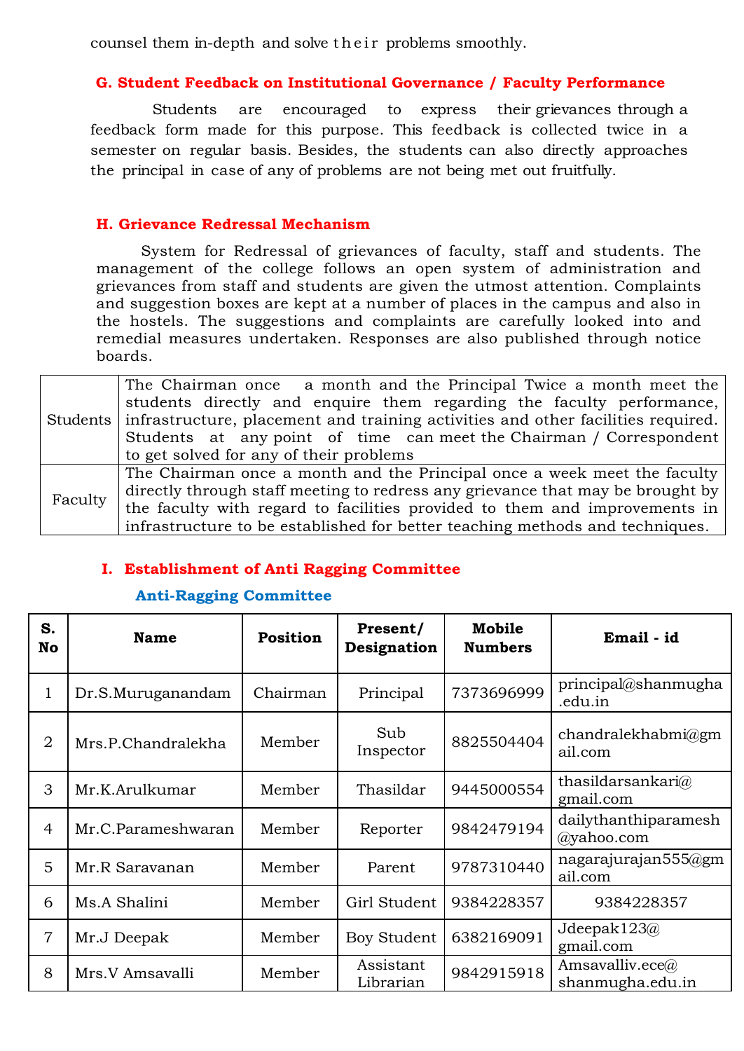counsel them in-depth and solve their problems smoothly.

### G. Student Feedback on Institutional Governance / Faculty Performance

Students are encouraged to express their grievances through a feedback form made for this purpose. This feedback is collected twice in a semester on regular basis. Besides, the students can also directly approaches the principal in case of any of problems are not being met out fruitfully.

### H. Grievance Redressal Mechanism

System for Redressal of grievances of faculty, staff and students. The management of the college follows an open system of administration and grievances from staff and students are given the utmost attention. Complaints and suggestion boxes are kept at a number of places in the campus and also in the hostels. The suggestions and complaints are carefully looked into and remedial measures undertaken. Responses are also published through notice boards.

| | |
|---|---|
| Students | The Chairman once a month and the Principal Twice a month meet the students directly and enquire them regarding the faculty performance, infrastructure, placement and training activities and other facilities required. Students at any point of time can meet the Chairman / Correspondent to get solved for any of their problems |
| Faculty | The Chairman once a month and the Principal once a week meet the faculty directly through staff meeting to redress any grievance that may be brought by the faculty with regard to facilities provided to them and improvements in infrastructure to be established for better teaching methods and techniques. |

### I. Establishment of Anti Ragging Committee

#### Anti-Ragging Committee

| S. No | Name | Position | Present/ Designation | Mobile Numbers | Email - id |
|---|---|---|---|---|---|
| 1 | Dr.S.Muruganandam | Chairman | Principal | 7373696999 | principal@shanmugha.edu.in |
| 2 | Mrs.P.Chandralekha | Member | Sub Inspector | 8825504404 | chandralekhabmi@gmail.com |
| 3 | Mr.K.Arulkumar | Member | Thasildar | 9445000554 | thasildarsankari@gmail.com |
| 4 | Mr.C.Parameshwaran | Member | Reporter | 9842479194 | dailythanthiparamesh@yahoo.com |
| 5 | Mr.R Saravanan | Member | Parent | 9787310440 | nagarajurajan555@gmail.com |
| 6 | Ms.A Shalini | Member | Girl Student | 9384228357 | 9384228357 |
| 7 | Mr.J Deepak | Member | Boy Student | 6382169091 | Jdeepak123@gmail.com |
| 8 | Mrs.V Amsavalli | Member | Assistant Librarian | 9842915918 | Amsavalliv.ece@shanmugha.edu.in |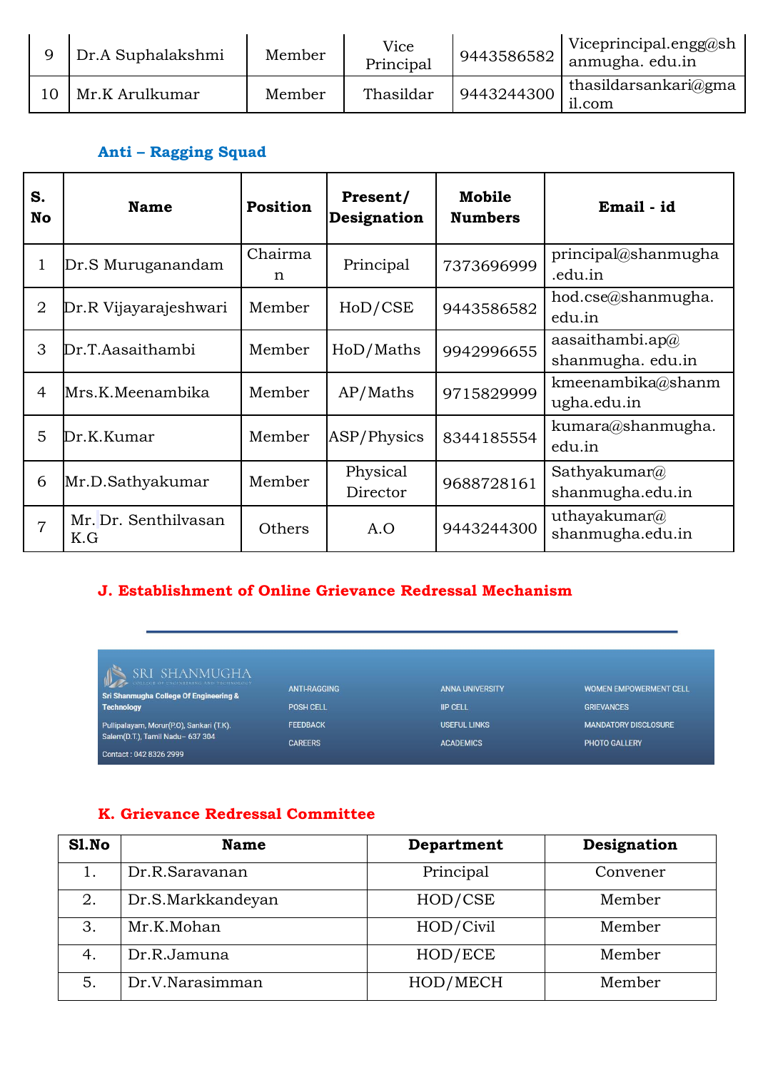| 9 | Dr.A Suphalakshmi | Member | Vice Principal | 9443586582 | Viceprincipal.engg@shanmugha. edu.in |
|---|---|---|---|---|---|
| 10 | Mr.K Arulkumar | Member | Thasildar | 9443244300 | thasildarsankari@gmail.com |

### Anti – Ragging Squad

| S. No | Name | Position | Present/ Designation | Mobile Numbers | Email - id |
|---|---|---|---|---|---|
| 1 | Dr.S Muruganandam | Chairman | Principal | 7373696999 | principal@shanmugha.edu.in |
| 2 | Dr.R Vijayarajeshwari | Member | HoD/CSE | 9443586582 | hod.cse@shanmugha.edu.in |
| 3 | Dr.T.Aasaithambi | Member | HoD/Maths | 9942996655 | aasaithambi.ap@ shanmugha. edu.in |
| 4 | Mrs.K.Meenambika | Member | AP/Maths | 9715829999 | kmeenambika@shanmugha.edu.in |
| 5 | Dr.K.Kumar | Member | ASP/Physics | 8344185554 | kumara@shanmugha.edu.in |
| 6 | Mr.D.Sathyakumar | Member | Physical Director | 9688728161 | Sathyakumar@ shanmugha.edu.in |
| 7 | Mr. Dr. Senthilvasan K.G | Others | A.O | 9443244300 | uthayakumar@ shanmugha.edu.in |

### J. Establishment of Online Grievance Redressal Mechanism

SRI SHANMUGHA

Sri Shanmugha College Of Engineering & Technology

Pullipalayam, Morur(P.O), Sankari (T.K). Salem(D.T.), Tamil Nadu– 637 304

Contact : 042 8326 2999

ANTI-RAGGING | POSH CELL | FEEDBACK | CAREERS | ANNA UNIVERSITY | IIP CELL | USEFUL LINKS | ACADEMICS | WOMEN EMPOWERMENT CELL | GRIEVANCES | MANDATORY DISCLOSURE | PHOTO GALLERY

### K. Grievance Redressal Committee

| Sl.No | Name | Department | Designation |
|---|---|---|---|
| 1. | Dr.R.Saravanan | Principal | Convener |
| 2. | Dr.S.Markkandeyan | HOD/CSE | Member |
| 3. | Mr.K.Mohan | HOD/Civil | Member |
| 4. | Dr.R.Jamuna | HOD/ECE | Member |
| 5. | Dr.V.Narasimman | HOD/MECH | Member |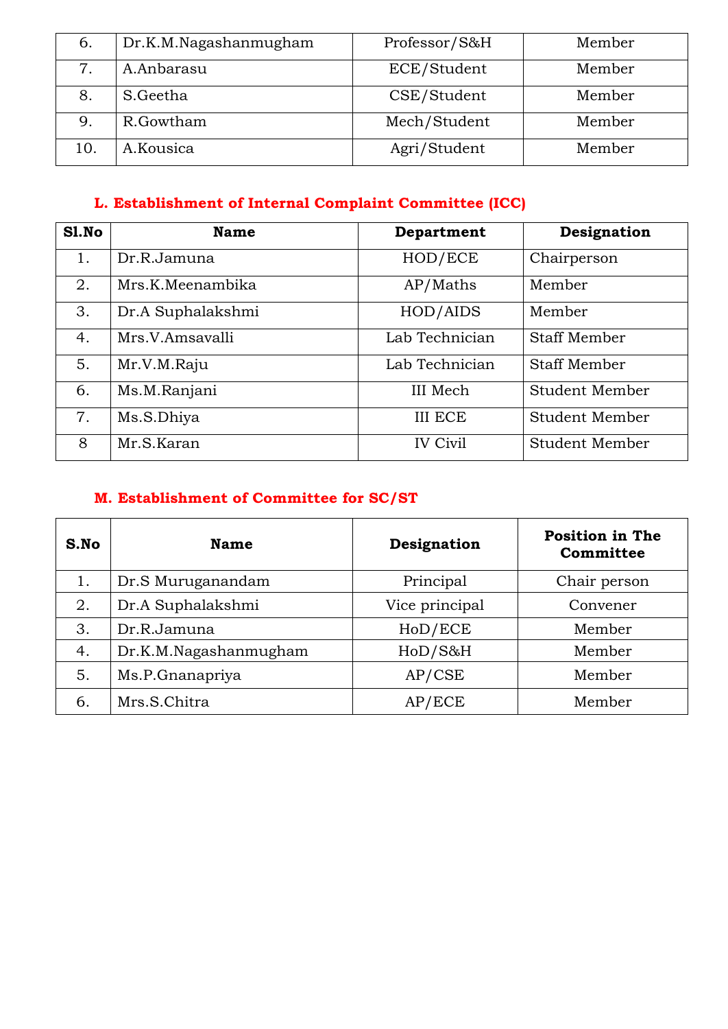| | | | |
|---|---|---|---|
| 6. | Dr.K.M.Nagashanmugham | Professor/S&H | Member |
| 7. | A.Anbarasu | ECE/Student | Member |
| 8. | S.Geetha | CSE/Student | Member |
| 9. | R.Gowtham | Mech/Student | Member |
| 10. | A.Kousica | Agri/Student | Member |

### L. Establishment of Internal Complaint Committee (ICC)

| Sl.No | Name | Department | Designation |
|---|---|---|---|
| 1. | Dr.R.Jamuna | HOD/ECE | Chairperson |
| 2. | Mrs.K.Meenambika | AP/Maths | Member |
| 3. | Dr.A Suphalakshmi | HOD/AIDS | Member |
| 4. | Mrs.V.Amsavalli | Lab Technician | Staff Member |
| 5. | Mr.V.M.Raju | Lab Technician | Staff Member |
| 6. | Ms.M.Ranjani | III Mech | Student Member |
| 7. | Ms.S.Dhiya | III ECE | Student Member |
| 8 | Mr.S.Karan | IV Civil | Student Member |

### M. Establishment of Committee for SC/ST

| S.No | Name | Designation | Position in The Committee |
|---|---|---|---|
| 1. | Dr.S Muruganandam | Principal | Chair person |
| 2. | Dr.A Suphalakshmi | Vice principal | Convener |
| 3. | Dr.R.Jamuna | HoD/ECE | Member |
| 4. | Dr.K.M.Nagashanmugham | HoD/S&H | Member |
| 5. | Ms.P.Gnanapriya | AP/CSE | Member |
| 6. | Mrs.S.Chitra | AP/ECE | Member |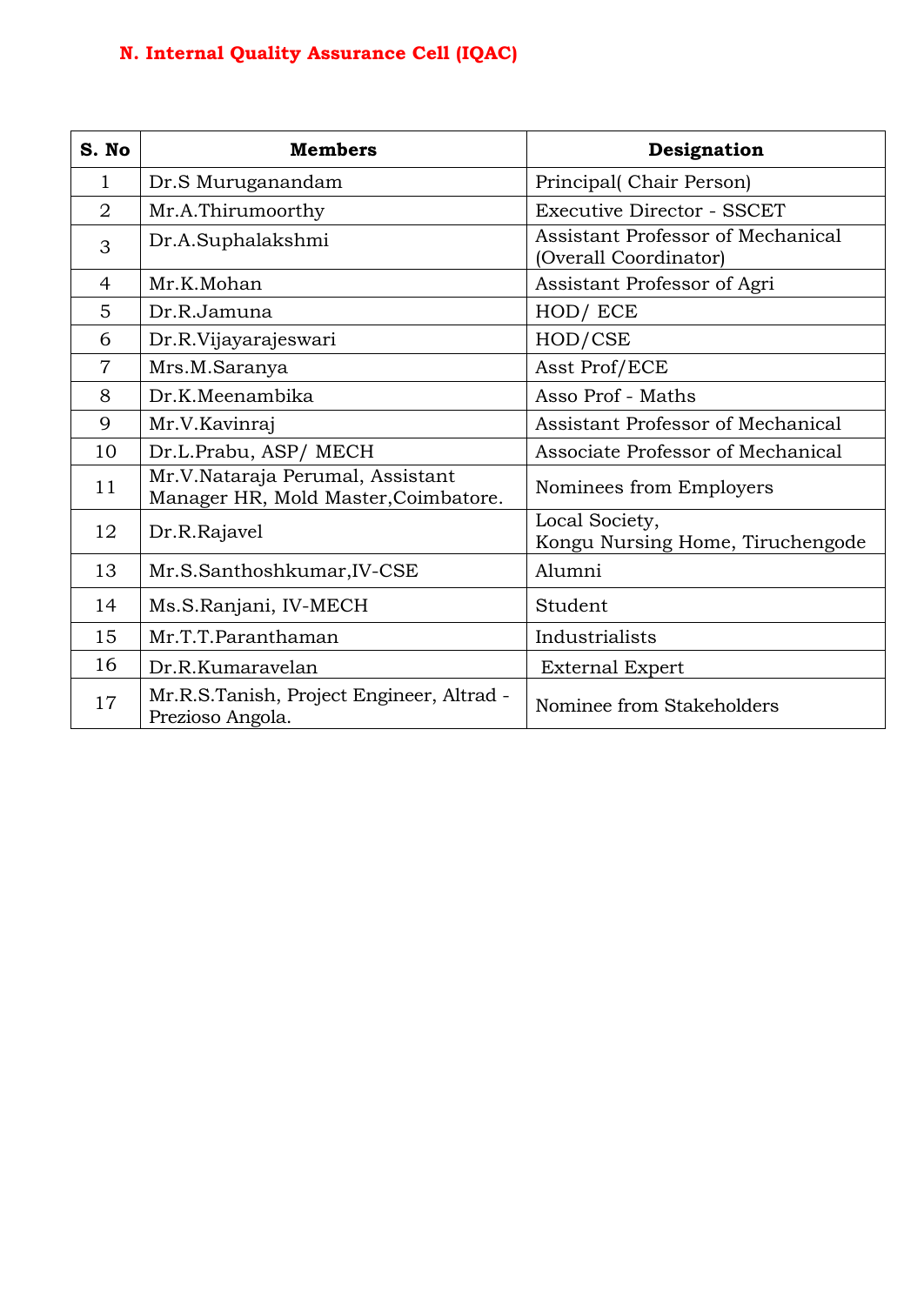## N. Internal Quality Assurance Cell (IQAC)

| S. No | Members | Designation |
|---|---|---|
| 1 | Dr.S Muruganandam | Principal( Chair Person) |
| 2 | Mr.A.Thirumoorthy | Executive Director - SSCET |
| 3 | Dr.A.Suphalakshmi | Assistant Professor of Mechanical (Overall Coordinator) |
| 4 | Mr.K.Mohan | Assistant Professor of Agri |
| 5 | Dr.R.Jamuna | HOD/ ECE |
| 6 | Dr.R.Vijayarajeswari | HOD/CSE |
| 7 | Mrs.M.Saranya | Asst Prof/ECE |
| 8 | Dr.K.Meenambika | Asso Prof - Maths |
| 9 | Mr.V.Kavinraj | Assistant Professor of Mechanical |
| 10 | Dr.L.Prabu, ASP/ MECH | Associate Professor of Mechanical |
| 11 | Mr.V.Nataraja Perumal, Assistant Manager HR, Mold Master,Coimbatore. | Nominees from Employers |
| 12 | Dr.R.Rajavel | Local Society, Kongu Nursing Home, Tiruchengode |
| 13 | Mr.S.Santhoshkumar,IV-CSE | Alumni |
| 14 | Ms.S.Ranjani, IV-MECH | Student |
| 15 | Mr.T.T.Paranthaman | Industrialists |
| 16 | Dr.R.Kumaravelan | External Expert |
| 17 | Mr.R.S.Tanish, Project Engineer, Altrad - Prezioso Angola. | Nominee from Stakeholders |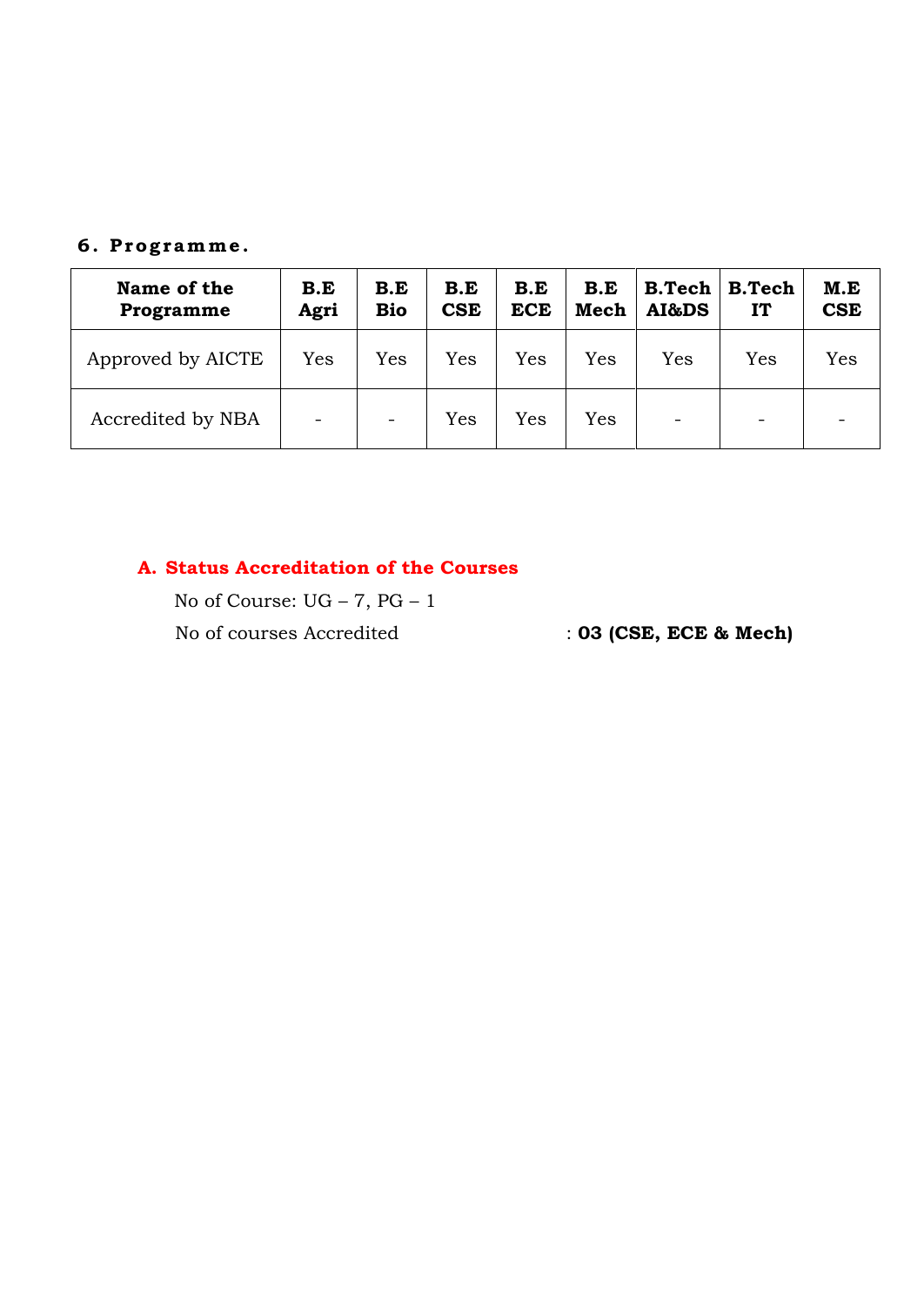## 6. Programme.

| Name of the Programme | B.E Agri | B.E Bio | B.E CSE | B.E ECE | B.E Mech | B.Tech AI&DS | B.Tech IT | M.E CSE |
|---|---|---|---|---|---|---|---|---|
| Approved by AICTE | Yes | Yes | Yes | Yes | Yes | Yes | Yes | Yes |
| Accredited by NBA | - | - | Yes | Yes | Yes | - | - | - |

### A. Status Accreditation of the Courses

No of Course: UG – 7, PG – 1

No of courses Accredited : **03 (CSE, ECE & Mech)**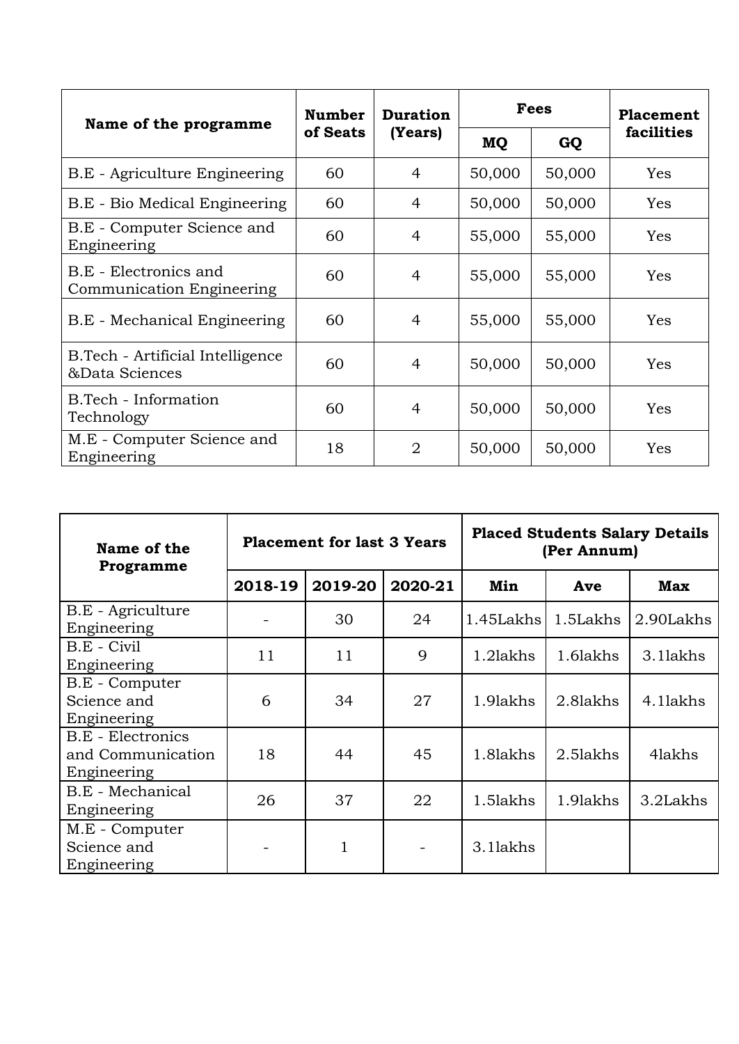| Name of the programme | Number of Seats | Duration (Years) | Fees | | Placement facilities |
|---|---|---|---|---|---|
| | | | MQ | GQ | |
| B.E - Agriculture Engineering | 60 | 4 | 50,000 | 50,000 | Yes |
| B.E - Bio Medical Engineering | 60 | 4 | 50,000 | 50,000 | Yes |
| B.E - Computer Science and Engineering | 60 | 4 | 55,000 | 55,000 | Yes |
| B.E - Electronics and Communication Engineering | 60 | 4 | 55,000 | 55,000 | Yes |
| B.E - Mechanical Engineering | 60 | 4 | 55,000 | 55,000 | Yes |
| B.Tech - Artificial Intelligence &Data Sciences | 60 | 4 | 50,000 | 50,000 | Yes |
| B.Tech - Information Technology | 60 | 4 | 50,000 | 50,000 | Yes |
| M.E - Computer Science and Engineering | 18 | 2 | 50,000 | 50,000 | Yes |

| Name of the Programme | Placement for last 3 Years | | | Placed Students Salary Details (Per Annum) | | |
|---|---|---|---|---|---|---|
| | 2018-19 | 2019-20 | 2020-21 | Min | Ave | Max |
| B.E - Agriculture Engineering | - | 30 | 24 | 1.45Lakhs | 1.5Lakhs | 2.90Lakhs |
| B.E - Civil Engineering | 11 | 11 | 9 | 1.2lakhs | 1.6lakhs | 3.1lakhs |
| B.E - Computer Science and Engineering | 6 | 34 | 27 | 1.9lakhs | 2.8lakhs | 4.1lakhs |
| B.E - Electronics and Communication Engineering | 18 | 44 | 45 | 1.8lakhs | 2.5lakhs | 4lakhs |
| B.E - Mechanical Engineering | 26 | 37 | 22 | 1.5lakhs | 1.9lakhs | 3.2Lakhs |
| M.E - Computer Science and Engineering | - | 1 | - | 3.1lakhs | | |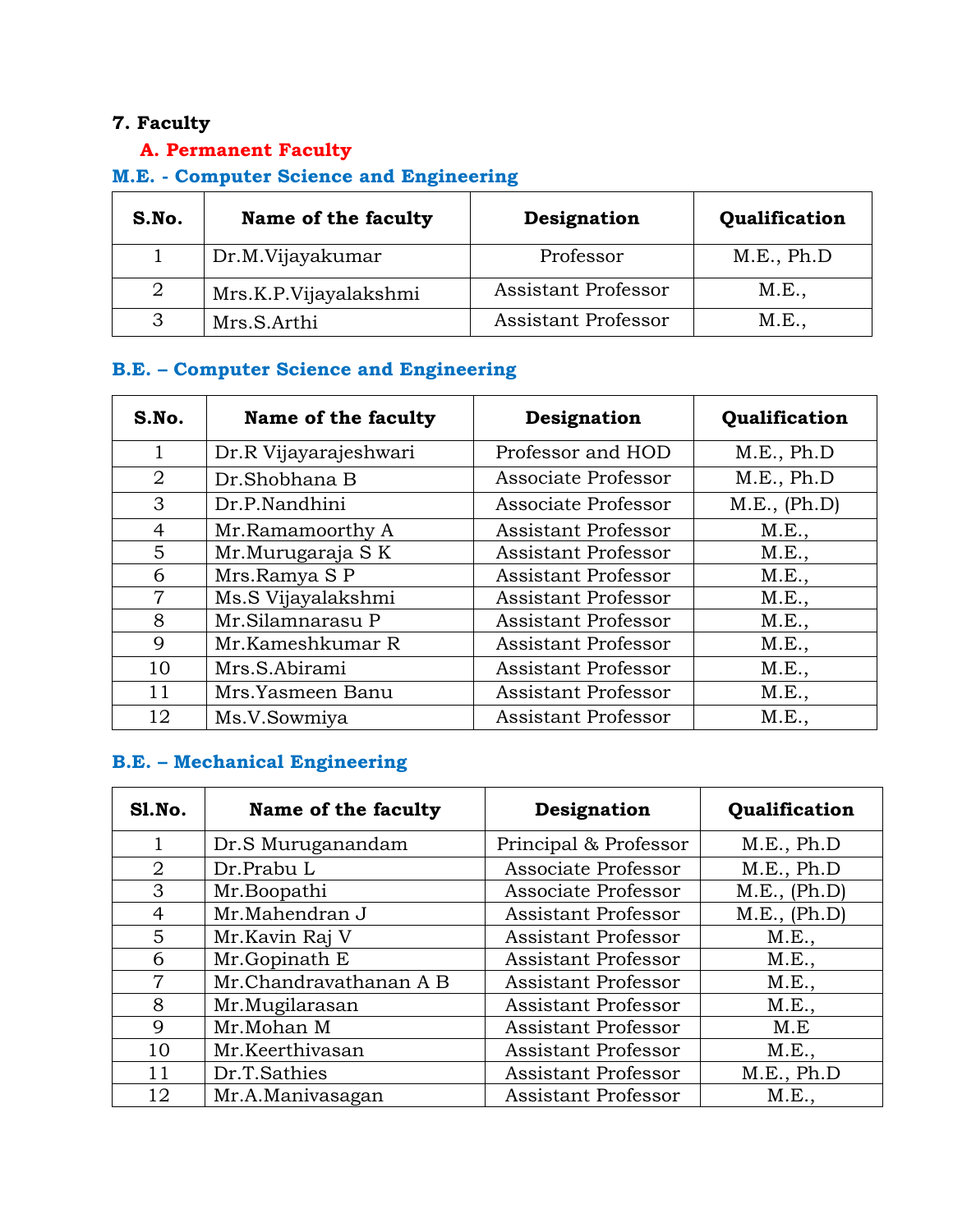## 7. Faculty

### A. Permanent Faculty

### M.E. - Computer Science and Engineering

| S.No. | Name of the faculty | Designation | Qualification |
|---|---|---|---|
| 1 | Dr.M.Vijayakumar | Professor | M.E., Ph.D |
| 2 | Mrs.K.P.Vijayalakshmi | Assistant Professor | M.E., |
| 3 | Mrs.S.Arthi | Assistant Professor | M.E., |

### B.E. – Computer Science and Engineering

| S.No. | Name of the faculty | Designation | Qualification |
|---|---|---|---|
| 1 | Dr.R Vijayarajeshwari | Professor and HOD | M.E., Ph.D |
| 2 | Dr.Shobhana B | Associate Professor | M.E., Ph.D |
| 3 | Dr.P.Nandhini | Associate Professor | M.E., (Ph.D) |
| 4 | Mr.Ramamoorthy A | Assistant Professor | M.E., |
| 5 | Mr.Murugaraja S K | Assistant Professor | M.E., |
| 6 | Mrs.Ramya S P | Assistant Professor | M.E., |
| 7 | Ms.S Vijayalakshmi | Assistant Professor | M.E., |
| 8 | Mr.Silamnarasu P | Assistant Professor | M.E., |
| 9 | Mr.Kameshkumar R | Assistant Professor | M.E., |
| 10 | Mrs.S.Abirami | Assistant Professor | M.E., |
| 11 | Mrs.Yasmeen Banu | Assistant Professor | M.E., |
| 12 | Ms.V.Sowmiya | Assistant Professor | M.E., |

### B.E. – Mechanical Engineering

| Sl.No. | Name of the faculty | Designation | Qualification |
|---|---|---|---|
| 1 | Dr.S Muruganandam | Principal & Professor | M.E., Ph.D |
| 2 | Dr.Prabu L | Associate Professor | M.E., Ph.D |
| 3 | Mr.Boopathi | Associate Professor | M.E., (Ph.D) |
| 4 | Mr.Mahendran J | Assistant Professor | M.E., (Ph.D) |
| 5 | Mr.Kavin Raj V | Assistant Professor | M.E., |
| 6 | Mr.Gopinath E | Assistant Professor | M.E., |
| 7 | Mr.Chandravathanan A B | Assistant Professor | M.E., |
| 8 | Mr.Mugilarasan | Assistant Professor | M.E., |
| 9 | Mr.Mohan M | Assistant Professor | M.E |
| 10 | Mr.Keerthivasan | Assistant Professor | M.E., |
| 11 | Dr.T.Sathies | Assistant Professor | M.E., Ph.D |
| 12 | Mr.A.Manivasagan | Assistant Professor | M.E., |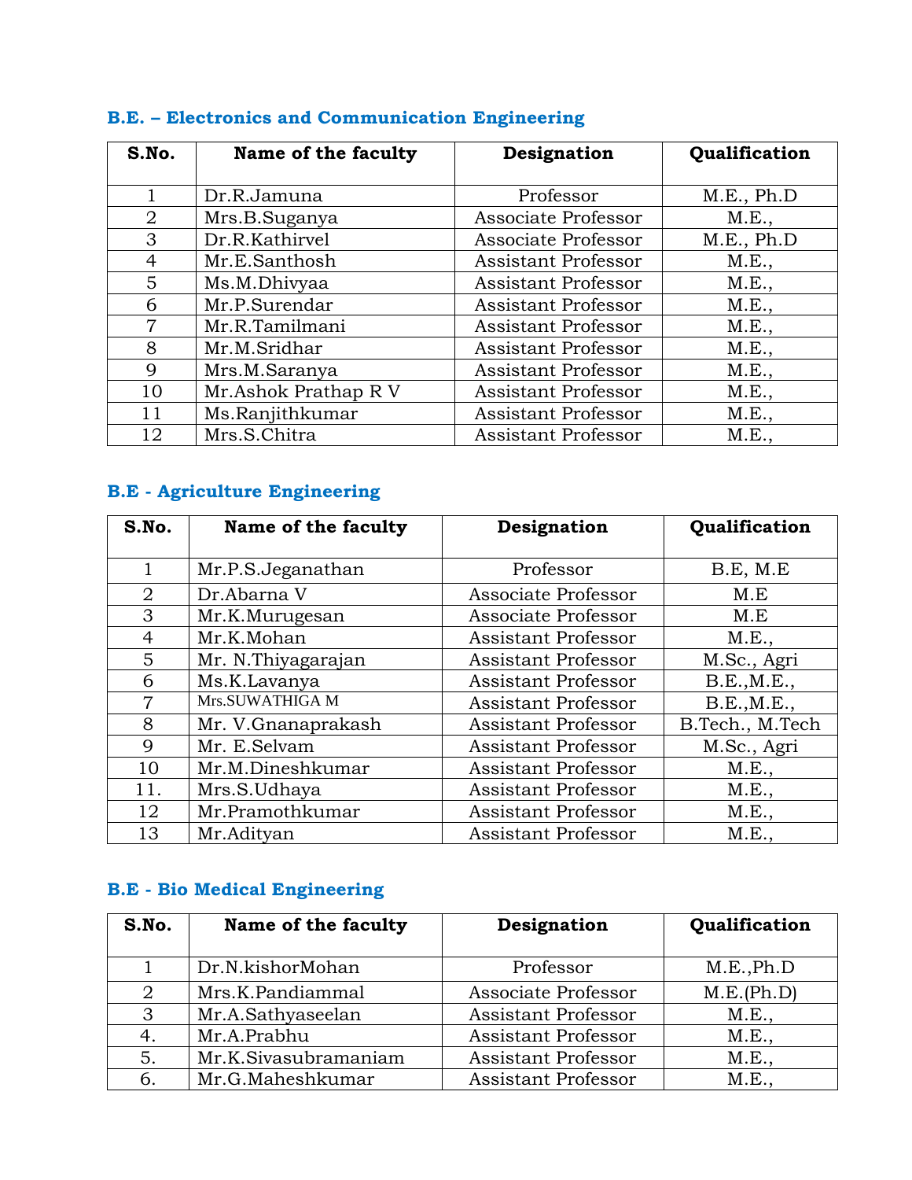### B.E. – Electronics and Communication Engineering

| S.No. | Name of the faculty | Designation | Qualification |
|---|---|---|---|
| 1 | Dr.R.Jamuna | Professor | M.E., Ph.D |
| 2 | Mrs.B.Suganya | Associate Professor | M.E., |
| 3 | Dr.R.Kathirvel | Associate Professor | M.E., Ph.D |
| 4 | Mr.E.Santhosh | Assistant Professor | M.E., |
| 5 | Ms.M.Dhivyaa | Assistant Professor | M.E., |
| 6 | Mr.P.Surendar | Assistant Professor | M.E., |
| 7 | Mr.R.Tamilmani | Assistant Professor | M.E., |
| 8 | Mr.M.Sridhar | Assistant Professor | M.E., |
| 9 | Mrs.M.Saranya | Assistant Professor | M.E., |
| 10 | Mr.Ashok Prathap R V | Assistant Professor | M.E., |
| 11 | Ms.Ranjithkumar | Assistant Professor | M.E., |
| 12 | Mrs.S.Chitra | Assistant Professor | M.E., |

### B.E - Agriculture Engineering

| S.No. | Name of the faculty | Designation | Qualification |
|---|---|---|---|
| 1 | Mr.P.S.Jeganathan | Professor | B.E, M.E |
| 2 | Dr.Abarna V | Associate Professor | M.E |
| 3 | Mr.K.Murugesan | Associate Professor | M.E |
| 4 | Mr.K.Mohan | Assistant Professor | M.E., |
| 5 | Mr. N.Thiyagarajan | Assistant Professor | M.Sc., Agri |
| 6 | Ms.K.Lavanya | Assistant Professor | B.E.,M.E., |
| 7 | Mrs.SUWATHIGA M | Assistant Professor | B.E.,M.E., |
| 8 | Mr. V.Gnanaprakash | Assistant Professor | B.Tech., M.Tech |
| 9 | Mr. E.Selvam | Assistant Professor | M.Sc., Agri |
| 10 | Mr.M.Dineshkumar | Assistant Professor | M.E., |
| 11. | Mrs.S.Udhaya | Assistant Professor | M.E., |
| 12 | Mr.Pramothkumar | Assistant Professor | M.E., |
| 13 | Mr.Adityan | Assistant Professor | M.E., |

### B.E - Bio Medical Engineering

| S.No. | Name of the faculty | Designation | Qualification |
|---|---|---|---|
| 1 | Dr.N.kishorMohan | Professor | M.E.,Ph.D |
| 2 | Mrs.K.Pandiammal | Associate Professor | M.E.(Ph.D) |
| 3 | Mr.A.Sathyaseelan | Assistant Professor | M.E., |
| 4. | Mr.A.Prabhu | Assistant Professor | M.E., |
| 5. | Mr.K.Sivasubramaniam | Assistant Professor | M.E., |
| 6. | Mr.G.Maheshkumar | Assistant Professor | M.E., |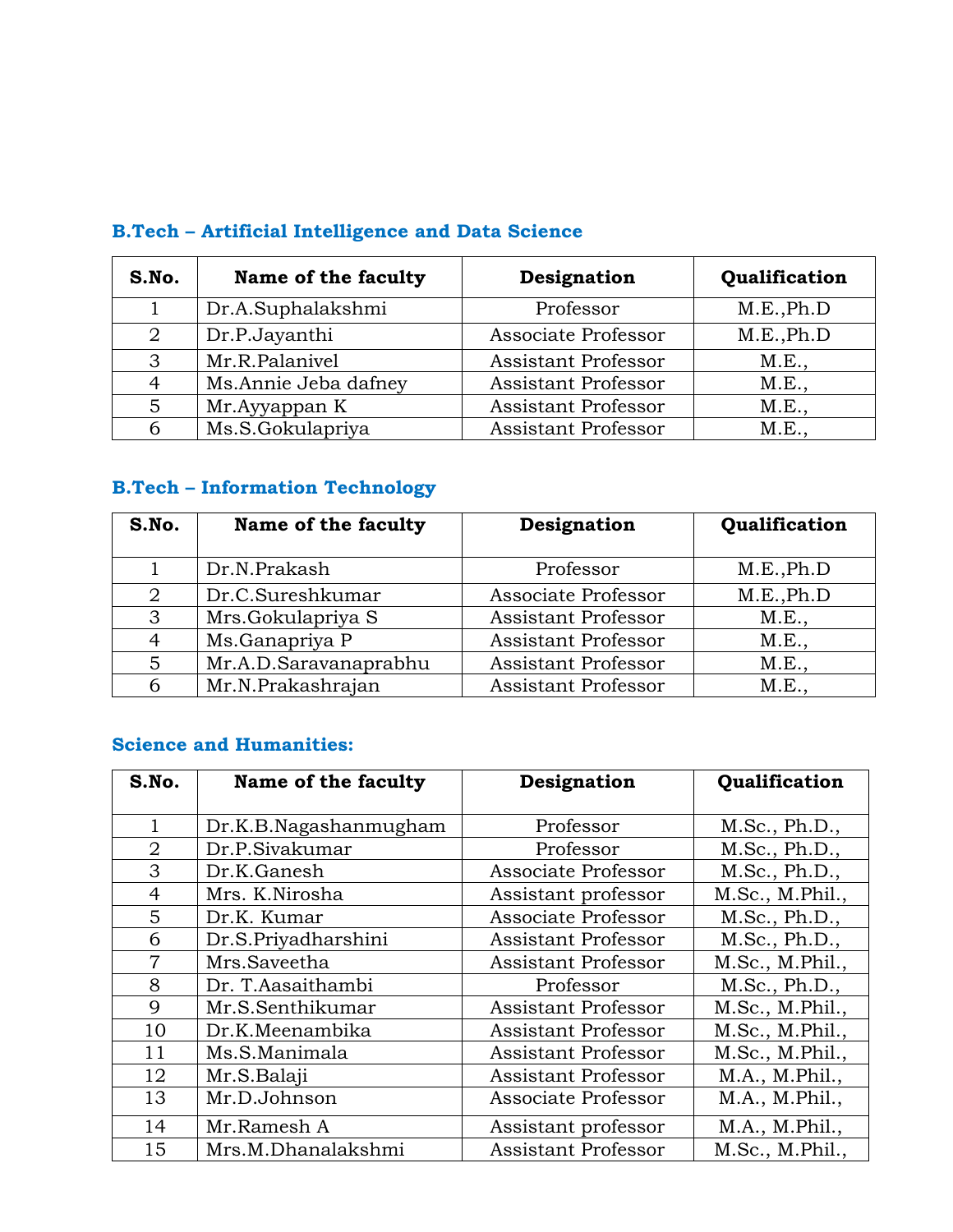### B.Tech – Artificial Intelligence and Data Science

| S.No. | Name of the faculty | Designation | Qualification |
|---|---|---|---|
| 1 | Dr.A.Suphalakshmi | Professor | M.E.,Ph.D |
| 2 | Dr.P.Jayanthi | Associate Professor | M.E.,Ph.D |
| 3 | Mr.R.Palanivel | Assistant Professor | M.E., |
| 4 | Ms.Annie Jeba dafney | Assistant Professor | M.E., |
| 5 | Mr.Ayyappan K | Assistant Professor | M.E., |
| 6 | Ms.S.Gokulapriya | Assistant Professor | M.E., |

### B.Tech – Information Technology

| S.No. | Name of the faculty | Designation | Qualification |
|---|---|---|---|
| 1 | Dr.N.Prakash | Professor | M.E.,Ph.D |
| 2 | Dr.C.Sureshkumar | Associate Professor | M.E.,Ph.D |
| 3 | Mrs.Gokulapriya S | Assistant Professor | M.E., |
| 4 | Ms.Ganapriya P | Assistant Professor | M.E., |
| 5 | Mr.A.D.Saravanaprabhu | Assistant Professor | M.E., |
| 6 | Mr.N.Prakashrajan | Assistant Professor | M.E., |

### Science and Humanities:

| S.No. | Name of the faculty | Designation | Qualification |
|---|---|---|---|
| 1 | Dr.K.B.Nagashanmugham | Professor | M.Sc., Ph.D., |
| 2 | Dr.P.Sivakumar | Professor | M.Sc., Ph.D., |
| 3 | Dr.K.Ganesh | Associate Professor | M.Sc., Ph.D., |
| 4 | Mrs. K.Nirosha | Assistant professor | M.Sc., M.Phil., |
| 5 | Dr.K. Kumar | Associate Professor | M.Sc., Ph.D., |
| 6 | Dr.S.Priyadharshini | Assistant Professor | M.Sc., Ph.D., |
| 7 | Mrs.Saveetha | Assistant Professor | M.Sc., M.Phil., |
| 8 | Dr. T.Aasaithambi | Professor | M.Sc., Ph.D., |
| 9 | Mr.S.Senthikumar | Assistant Professor | M.Sc., M.Phil., |
| 10 | Dr.K.Meenambika | Assistant Professor | M.Sc., M.Phil., |
| 11 | Ms.S.Manimala | Assistant Professor | M.Sc., M.Phil., |
| 12 | Mr.S.Balaji | Assistant Professor | M.A., M.Phil., |
| 13 | Mr.D.Johnson | Associate Professor | M.A., M.Phil., |
| 14 | Mr.Ramesh A | Assistant professor | M.A., M.Phil., |
| 15 | Mrs.M.Dhanalakshmi | Assistant Professor | M.Sc., M.Phil., |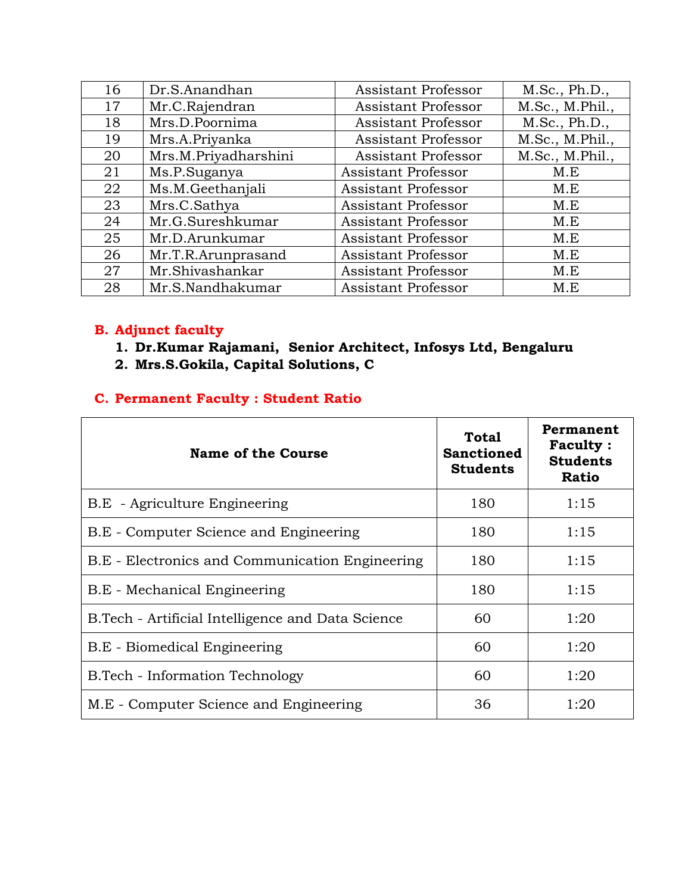| 16 | Dr.S.Anandhan | Assistant Professor | M.Sc., Ph.D., |
|---|---|---|---|
| 17 | Mr.C.Rajendran | Assistant Professor | M.Sc., M.Phil., |
| 18 | Mrs.D.Poornima | Assistant Professor | M.Sc., Ph.D., |
| 19 | Mrs.A.Priyanka | Assistant Professor | M.Sc., M.Phil., |
| 20 | Mrs.M.Priyadharshini | Assistant Professor | M.Sc., M.Phil., |
| 21 | Ms.P.Suganya | Assistant Professor | M.E |
| 22 | Ms.M.Geethanjali | Assistant Professor | M.E |
| 23 | Mrs.C.Sathya | Assistant Professor | M.E |
| 24 | Mr.G.Sureshkumar | Assistant Professor | M.E |
| 25 | Mr.D.Arunkumar | Assistant Professor | M.E |
| 26 | Mr.T.R.Arunprasand | Assistant Professor | M.E |
| 27 | Mr.Shivashankar | Assistant Professor | M.E |
| 28 | Mr.S.Nandhakumar | Assistant Professor | M.E |

## B. Adjunct faculty

1. **Dr.Kumar Rajamani, Senior Architect, Infosys Ltd, Bengaluru**
2. **Mrs.S.Gokila, Capital Solutions, C**

## C. Permanent Faculty : Student Ratio

| Name of the Course | Total Sanctioned Students | Permanent Faculty : Students Ratio |
|---|---|---|
| B.E - Agriculture Engineering | 180 | 1:15 |
| B.E - Computer Science and Engineering | 180 | 1:15 |
| B.E - Electronics and Communication Engineering | 180 | 1:15 |
| B.E - Mechanical Engineering | 180 | 1:15 |
| B.Tech - Artificial Intelligence and Data Science | 60 | 1:20 |
| B.E - Biomedical Engineering | 60 | 1:20 |
| B.Tech - Information Technology | 60 | 1:20 |
| M.E - Computer Science and Engineering | 36 | 1:20 |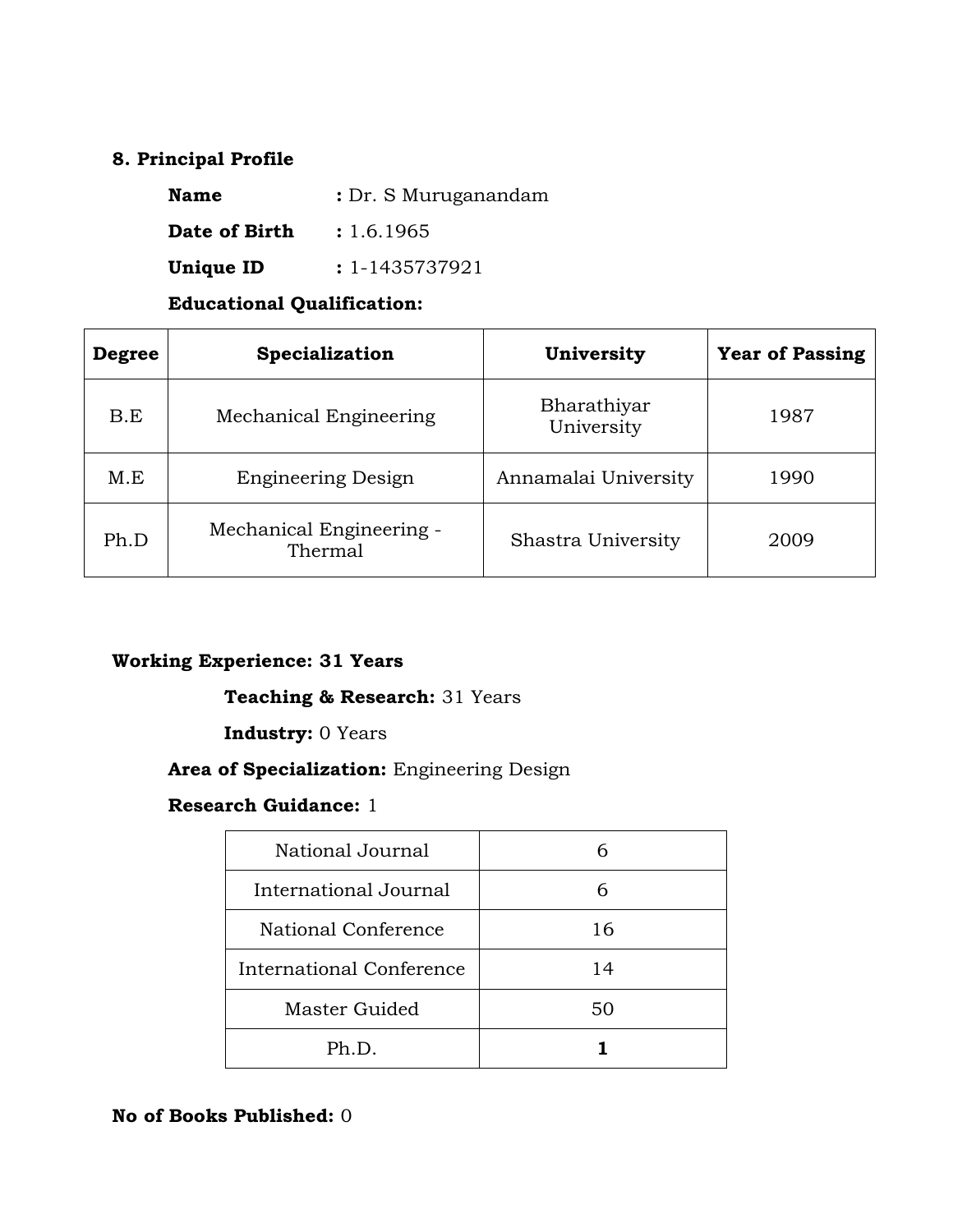## 8. Principal Profile

**Name** **:** Dr. S Muruganandam

**Date of Birth** **:** 1.6.1965

**Unique ID** **:** 1-1435737921

**Educational Qualification:**

| Degree | Specialization | University | Year of Passing |
|---|---|---|---|
| B.E | Mechanical Engineering | Bharathiyar University | 1987 |
| M.E | Engineering Design | Annamalai University | 1990 |
| Ph.D | Mechanical Engineering - Thermal | Shastra University | 2009 |

**Working Experience: 31 Years**

**Teaching & Research:** 31 Years

**Industry:** 0 Years

**Area of Specialization:** Engineering Design

**Research Guidance:** 1

| | |
|---|---|
| National Journal | 6 |
| International Journal | 6 |
| National Conference | 16 |
| International Conference | 14 |
| Master Guided | 50 |
| Ph.D. | **1** |

**No of Books Published:** 0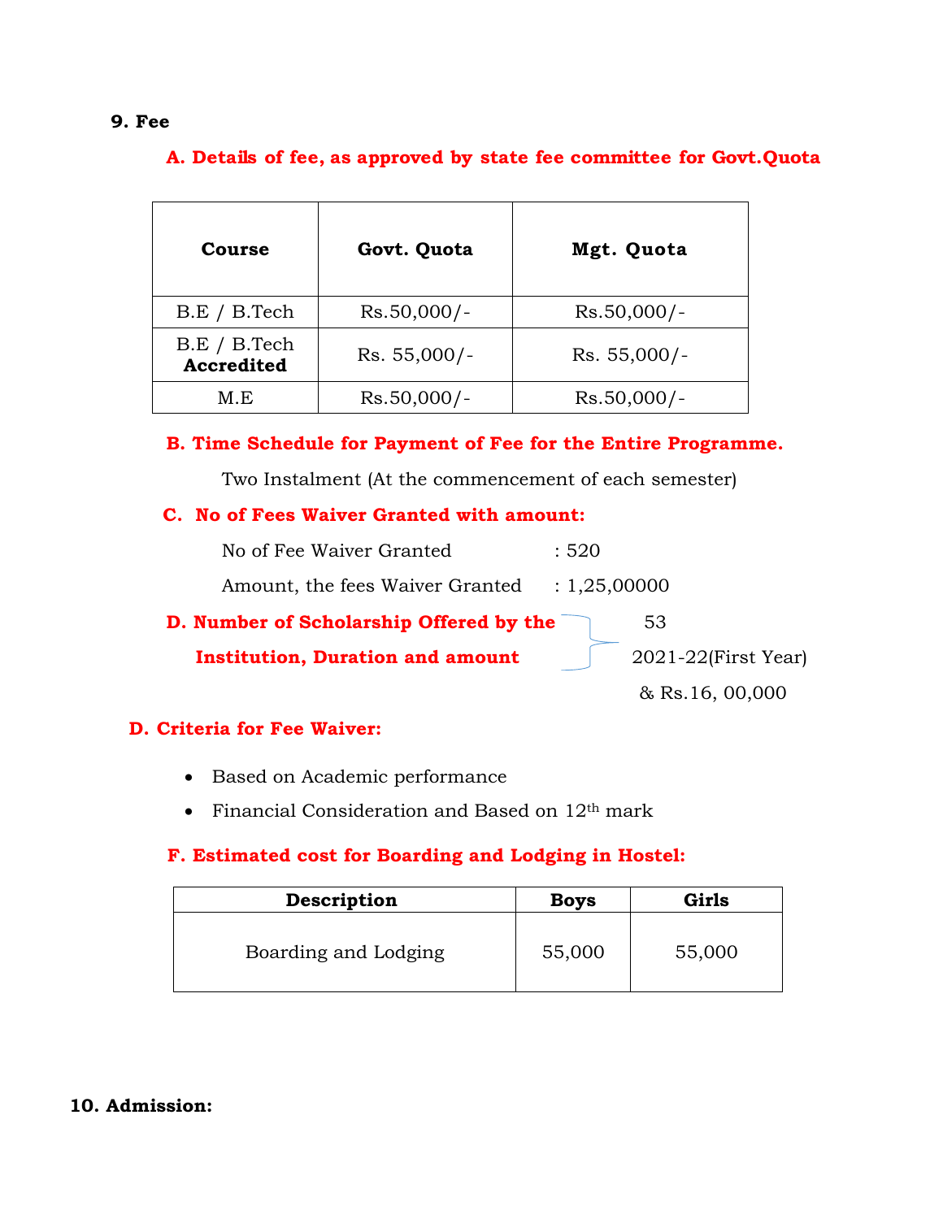**9. Fee**

**A. Details of fee, as approved by state fee committee for Govt.Quota**

| Course | Govt. Quota | Mgt. Quota |
|---|---|---|
| B.E / B.Tech | Rs.50,000/- | Rs.50,000/- |
| B.E / B.Tech **Accredited** | Rs. 55,000/- | Rs. 55,000/- |
| M.E | Rs.50,000/- | Rs.50,000/- |

**B. Time Schedule for Payment of Fee for the Entire Programme.**

Two Instalment (At the commencement of each semester)

**C. No of Fees Waiver Granted with amount:**

No of Fee Waiver Granted : 520

Amount, the fees Waiver Granted : 1,25,00000

**D. Number of Scholarship Offered by the Institution, Duration and amount** } 53, 2021-22(First Year) & Rs.16, 00,000

**D. Criteria for Fee Waiver:**

- Based on Academic performance
- Financial Consideration and Based on 12th mark

**F. Estimated cost for Boarding and Lodging in Hostel:**

| Description | Boys | Girls |
|---|---|---|
| Boarding and Lodging | 55,000 | 55,000 |

**10. Admission:**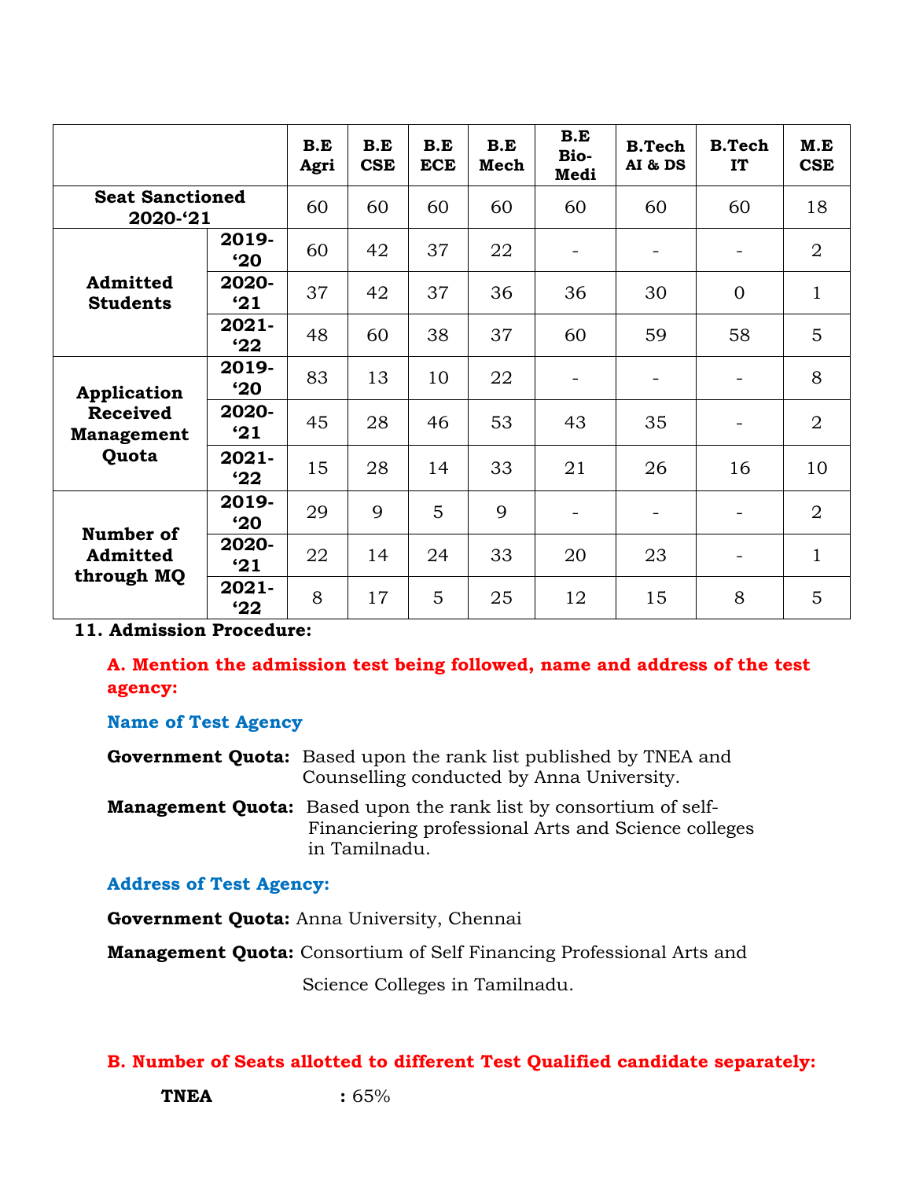| | | B.E Agri | B.E CSE | B.E ECE | B.E Mech | B.E Bio-Medi | B.Tech AI & DS | B.Tech IT | M.E CSE |
|---|---|---|---|---|---|---|---|---|---|
| **Seat Sanctioned 2020-'21** | | 60 | 60 | 60 | 60 | 60 | 60 | 60 | 18 |
| **Admitted Students** | **2019-'20** | 60 | 42 | 37 | 22 | - | - | - | 2 |
| | **2020-'21** | 37 | 42 | 37 | 36 | 36 | 30 | 0 | 1 |
| | **2021-'22** | 48 | 60 | 38 | 37 | 60 | 59 | 58 | 5 |
| **Application Received Management Quota** | **2019-'20** | 83 | 13 | 10 | 22 | - | - | - | 8 |
| | **2020-'21** | 45 | 28 | 46 | 53 | 43 | 35 | - | 2 |
| | **2021-'22** | 15 | 28 | 14 | 33 | 21 | 26 | 16 | 10 |
| **Number of Admitted through MQ** | **2019-'20** | 29 | 9 | 5 | 9 | - | - | - | 2 |
| | **2020-'21** | 22 | 14 | 24 | 33 | 20 | 23 | - | 1 |
| | **2021-'22** | 8 | 17 | 5 | 25 | 12 | 15 | 8 | 5 |

**11. Admission Procedure:**

**A. Mention the admission test being followed, name and address of the test agency:**

**Name of Test Agency**

**Government Quota:** Based upon the rank list published by TNEA and Counselling conducted by Anna University.

**Management Quota:** Based upon the rank list by consortium of self-Financiering professional Arts and Science colleges in Tamilnadu.

**Address of Test Agency:**

**Government Quota:** Anna University, Chennai

**Management Quota:** Consortium of Self Financing Professional Arts and Science Colleges in Tamilnadu.

**B. Number of Seats allotted to different Test Qualified candidate separately:**

**TNEA** **:** 65%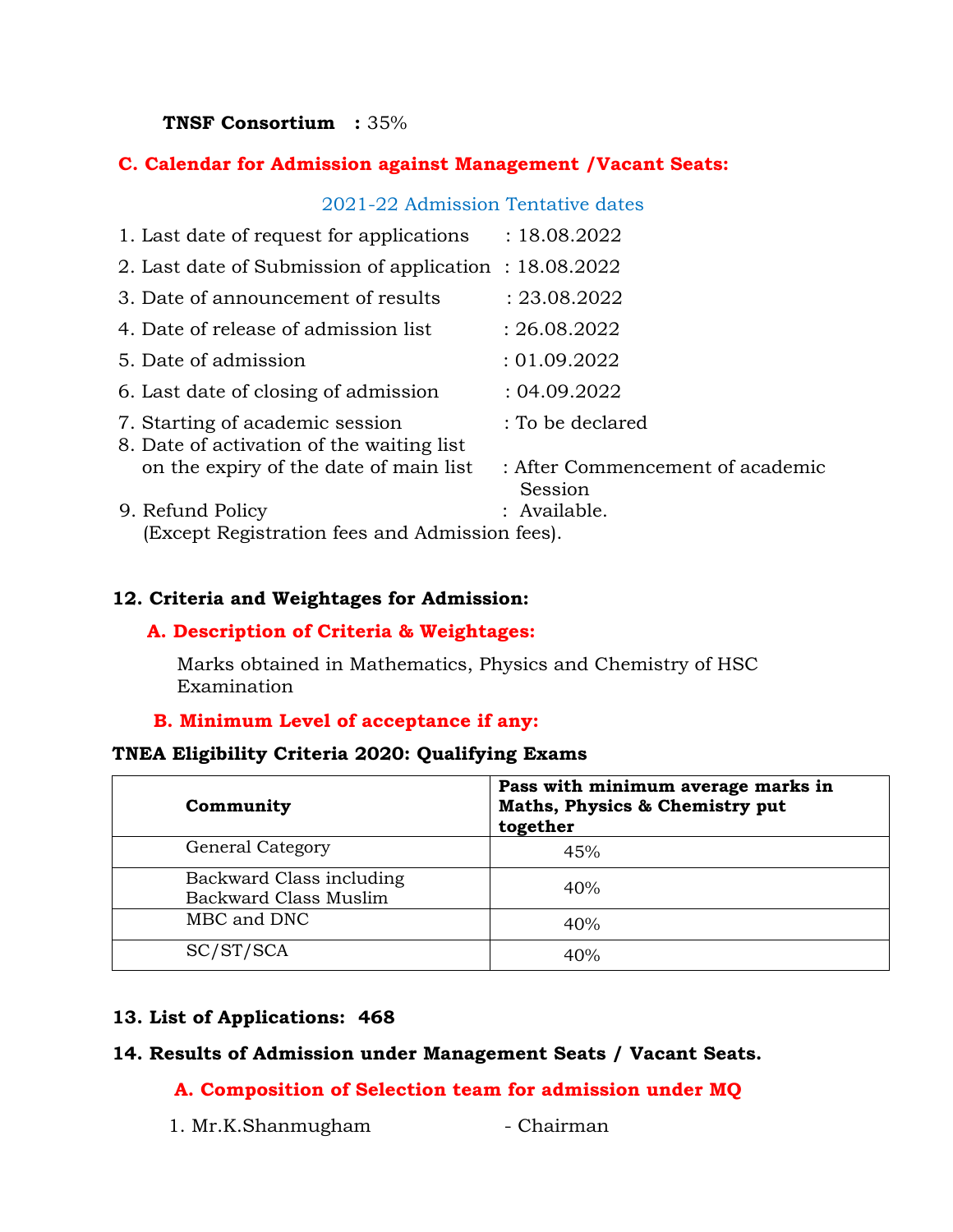**TNSF Consortium : 35%**

### C. Calendar for Admission against Management /Vacant Seats:

2021-22 Admission Tentative dates

1. Last date of request for applications : 18.08.2022
2. Last date of Submission of application : 18.08.2022
3. Date of announcement of results : 23.08.2022
4. Date of release of admission list : 26.08.2022
5. Date of admission : 01.09.2022
6. Last date of closing of admission : 04.09.2022
7. Starting of academic session : To be declared
8. Date of activation of the waiting list on the expiry of the date of main list : After Commencement of academic Session
9. Refund Policy : Available.
   (Except Registration fees and Admission fees).

## 12. Criteria and Weightages for Admission:

### A. Description of Criteria & Weightages:

Marks obtained in Mathematics, Physics and Chemistry of HSC Examination

### B. Minimum Level of acceptance if any:

**TNEA Eligibility Criteria 2020: Qualifying Exams**

| Community | Pass with minimum average marks in Maths, Physics & Chemistry put together |
|---|---|
| General Category | 45% |
| Backward Class including Backward Class Muslim | 40% |
| MBC and DNC | 40% |
| SC/ST/SCA | 40% |

## 13. List of Applications: 468

## 14. Results of Admission under Management Seats / Vacant Seats.

### A. Composition of Selection team for admission under MQ

1. Mr.K.Shanmugham - Chairman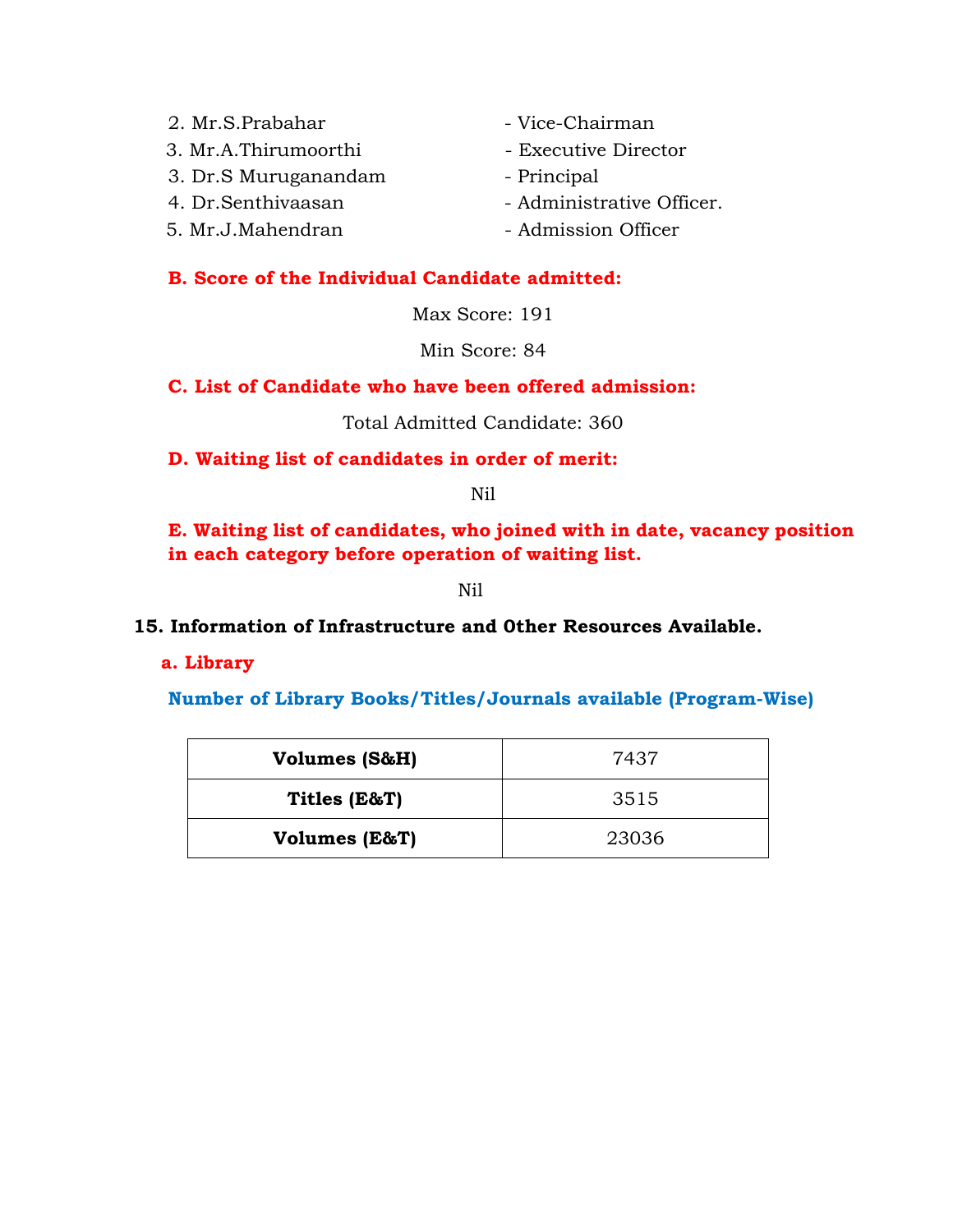2. Mr.S.Prabahar - Vice-Chairman
3. Mr.A.Thirumoorthi - Executive Director
3. Dr.S Muruganandam - Principal
4. Dr.Senthivaasan - Administrative Officer.
5. Mr.J.Mahendran - Admission Officer

**B. Score of the Individual Candidate admitted:**

Max Score: 191

Min Score: 84

**C. List of Candidate who have been offered admission:**

Total Admitted Candidate: 360

**D. Waiting list of candidates in order of merit:**

Nil

**E. Waiting list of candidates, who joined with in date, vacancy position in each category before operation of waiting list.**

Nil

**15. Information of Infrastructure and Other Resources Available.**

**a. Library**

**Number of Library Books/Titles/Journals available (Program-Wise)**

| | |
|---|---|
| **Volumes (S&H)** | 7437 |
| **Titles (E&T)** | 3515 |
| **Volumes (E&T)** | 23036 |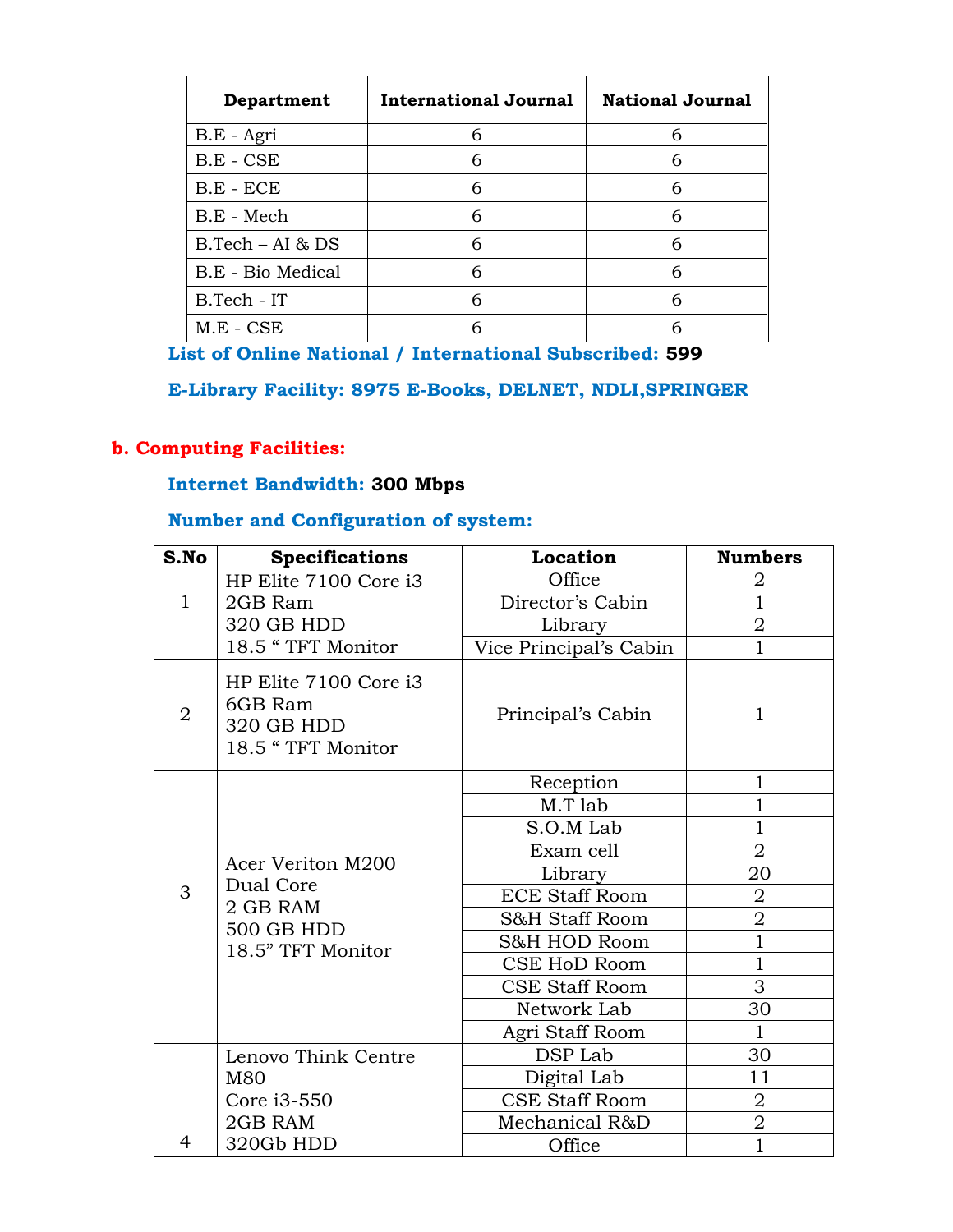| Department | International Journal | National Journal |
|---|---|---|
| B.E - Agri | 6 | 6 |
| B.E - CSE | 6 | 6 |
| B.E - ECE | 6 | 6 |
| B.E - Mech | 6 | 6 |
| B.Tech – AI & DS | 6 | 6 |
| B.E - Bio Medical | 6 | 6 |
| B.Tech - IT | 6 | 6 |
| M.E - CSE | 6 | 6 |

**List of Online National / International Subscribed: 599**

**E-Library Facility: 8975 E-Books, DELNET, NDLI,SPRINGER**

### b. Computing Facilities:

**Internet Bandwidth: 300 Mbps**

**Number and Configuration of system:**

| S.No | Specifications | Location | Numbers |
|---|---|---|---|
| 1 | HP Elite 7100 Core i3 2GB Ram 320 GB HDD 18.5 " TFT Monitor | Office | 2 |
| | | Director's Cabin | 1 |
| | | Library | 2 |
| | | Vice Principal's Cabin | 1 |
| 2 | HP Elite 7100 Core i3 6GB Ram 320 GB HDD 18.5 " TFT Monitor | Principal's Cabin | 1 |
| 3 | Acer Veriton M200 Dual Core 2 GB RAM 500 GB HDD 18.5" TFT Monitor | Reception | 1 |
| | | M.T lab | 1 |
| | | S.O.M Lab | 1 |
| | | Exam cell | 2 |
| | | Library | 20 |
| | | ECE Staff Room | 2 |
| | | S&H Staff Room | 2 |
| | | S&H HOD Room | 1 |
| | | CSE HoD Room | 1 |
| | | CSE Staff Room | 3 |
| | | Network Lab | 30 |
| | | Agri Staff Room | 1 |
| 4 | Lenovo Think Centre M80 Core i3-550 2GB RAM 320Gb HDD | DSP Lab | 30 |
| | | Digital Lab | 11 |
| | | CSE Staff Room | 2 |
| | | Mechanical R&D | 2 |
| | | Office | 1 |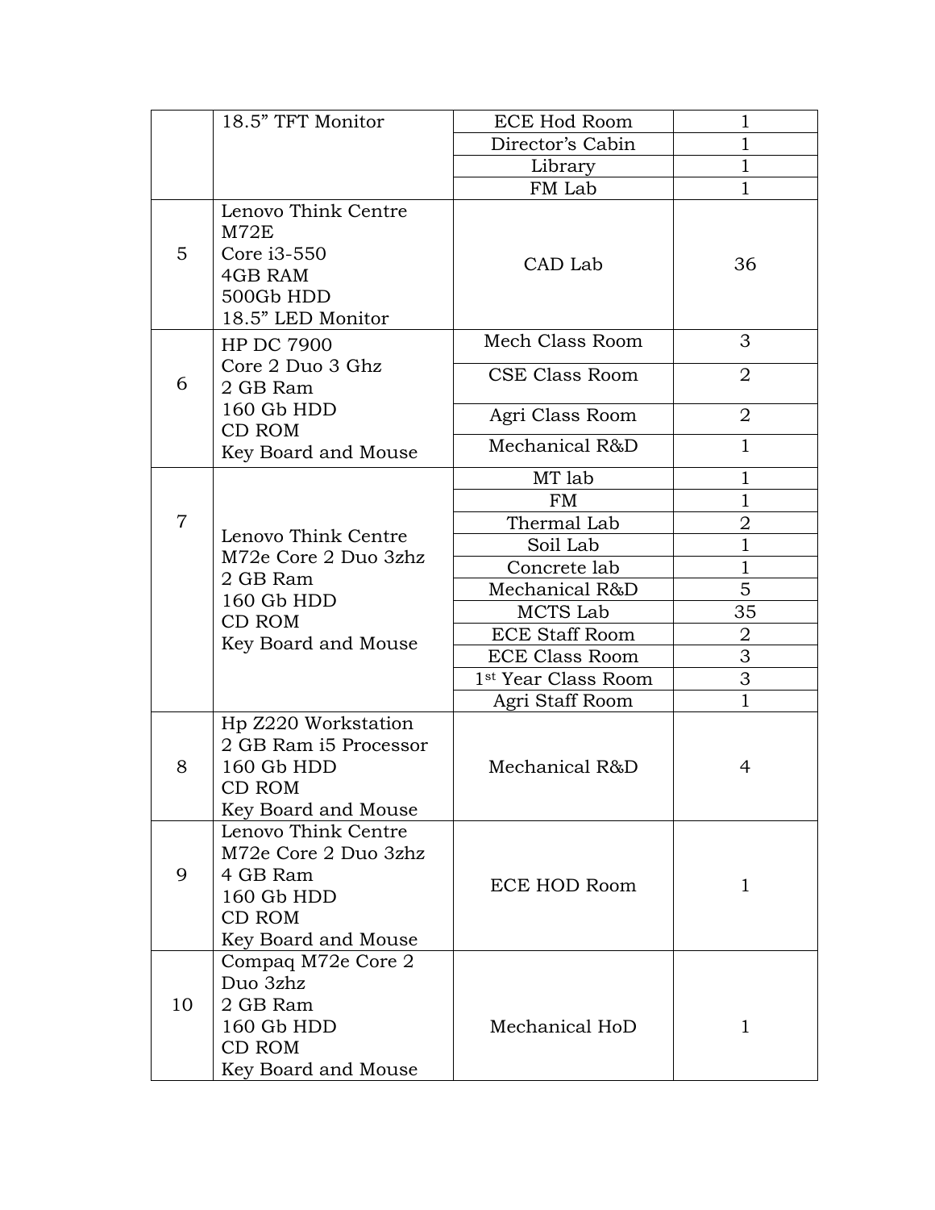| | 18.5" TFT Monitor | ECE Hod Room | 1 |
|---|---|---|---|
| | | Director's Cabin | 1 |
| | | Library | 1 |
| | | FM Lab | 1 |
| 5 | Lenovo Think Centre M72E Core i3-550 4GB RAM 500Gb HDD 18.5" LED Monitor | CAD Lab | 36 |
| 6 | HP DC 7900 Core 2 Duo 3 Ghz 2 GB Ram 160 Gb HDD CD ROM Key Board and Mouse | Mech Class Room | 3 |
| | | CSE Class Room | 2 |
| | | Agri Class Room | 2 |
| | | Mechanical R&D | 1 |
| 7 | Lenovo Think Centre M72e Core 2 Duo 3zhz 2 GB Ram 160 Gb HDD CD ROM Key Board and Mouse | MT lab | 1 |
| | | FM | 1 |
| | | Thermal Lab | 2 |
| | | Soil Lab | 1 |
| | | Concrete lab | 1 |
| | | Mechanical R&D | 5 |
| | | MCTS Lab | 35 |
| | | ECE Staff Room | 2 |
| | | ECE Class Room | 3 |
| | | 1st Year Class Room | 3 |
| | | Agri Staff Room | 1 |
| 8 | Hp Z220 Workstation 2 GB Ram i5 Processor 160 Gb HDD CD ROM Key Board and Mouse | Mechanical R&D | 4 |
| 9 | Lenovo Think Centre M72e Core 2 Duo 3zhz 4 GB Ram 160 Gb HDD CD ROM Key Board and Mouse | ECE HOD Room | 1 |
| 10 | Compaq M72e Core 2 Duo 3zhz 2 GB Ram 160 Gb HDD CD ROM Key Board and Mouse | Mechanical HoD | 1 |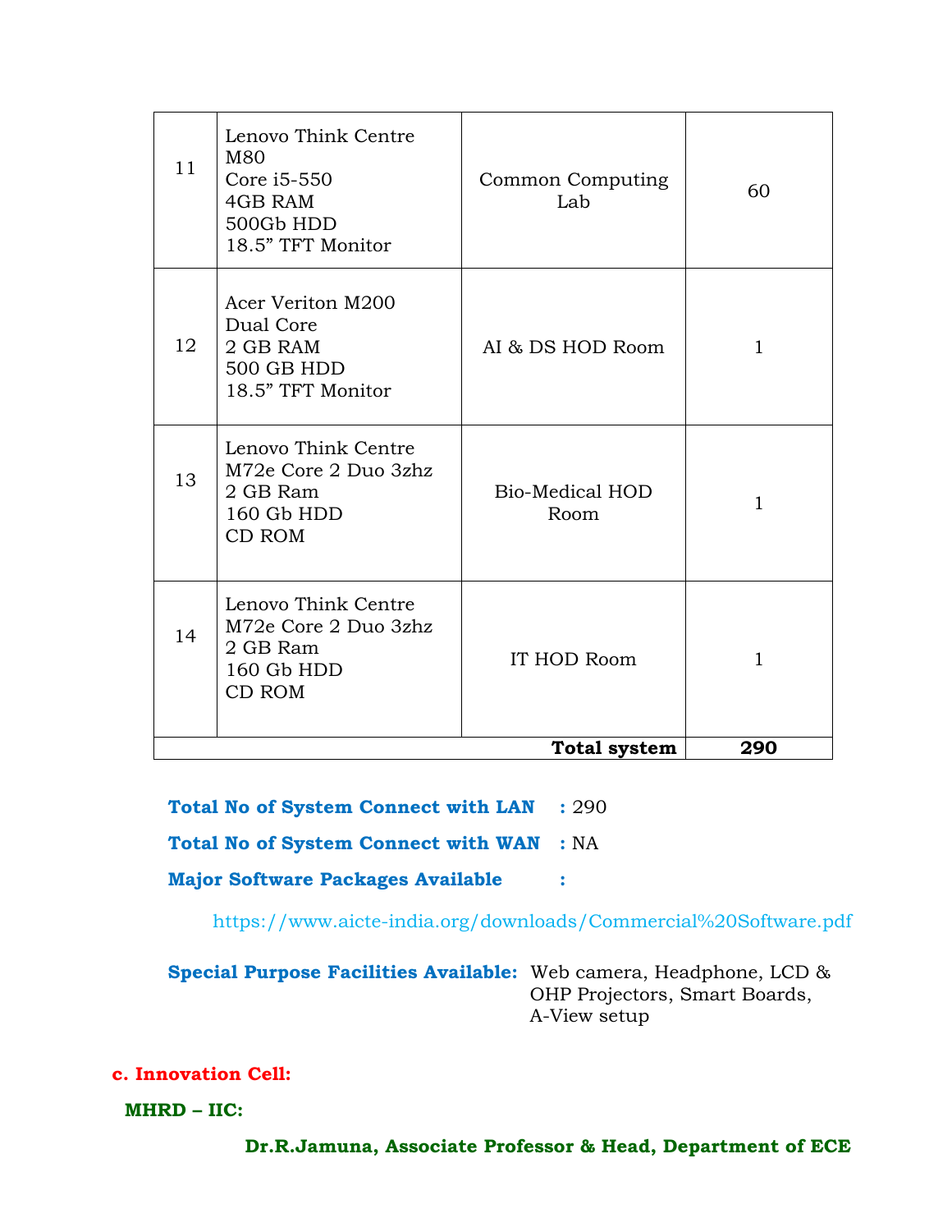| | | | |
|---|---|---|---|
| 11 | Lenovo Think Centre M80<br>Core i5-550<br>4GB RAM<br>500Gb HDD<br>18.5" TFT Monitor | Common Computing Lab | 60 |
| 12 | Acer Veriton M200<br>Dual Core<br>2 GB RAM<br>500 GB HDD<br>18.5" TFT Monitor | AI & DS HOD Room | 1 |
| 13 | Lenovo Think Centre<br>M72e Core 2 Duo 3zhz<br>2 GB Ram<br>160 Gb HDD<br>CD ROM | Bio-Medical HOD Room | 1 |
| 14 | Lenovo Think Centre<br>M72e Core 2 Duo 3zhz<br>2 GB Ram<br>160 Gb HDD<br>CD ROM | IT HOD Room | 1 |
| | | **Total system** | **290** |

**Total No of System Connect with LAN** : 290

**Total No of System Connect with WAN** : NA

**Major Software Packages Available** :

https://www.aicte-india.org/downloads/Commercial%20Software.pdf

**Special Purpose Facilities Available:** Web camera, Headphone, LCD & OHP Projectors, Smart Boards, A-View setup

## c. Innovation Cell:

**MHRD – IIC:**

**Dr.R.Jamuna, Associate Professor & Head, Department of ECE**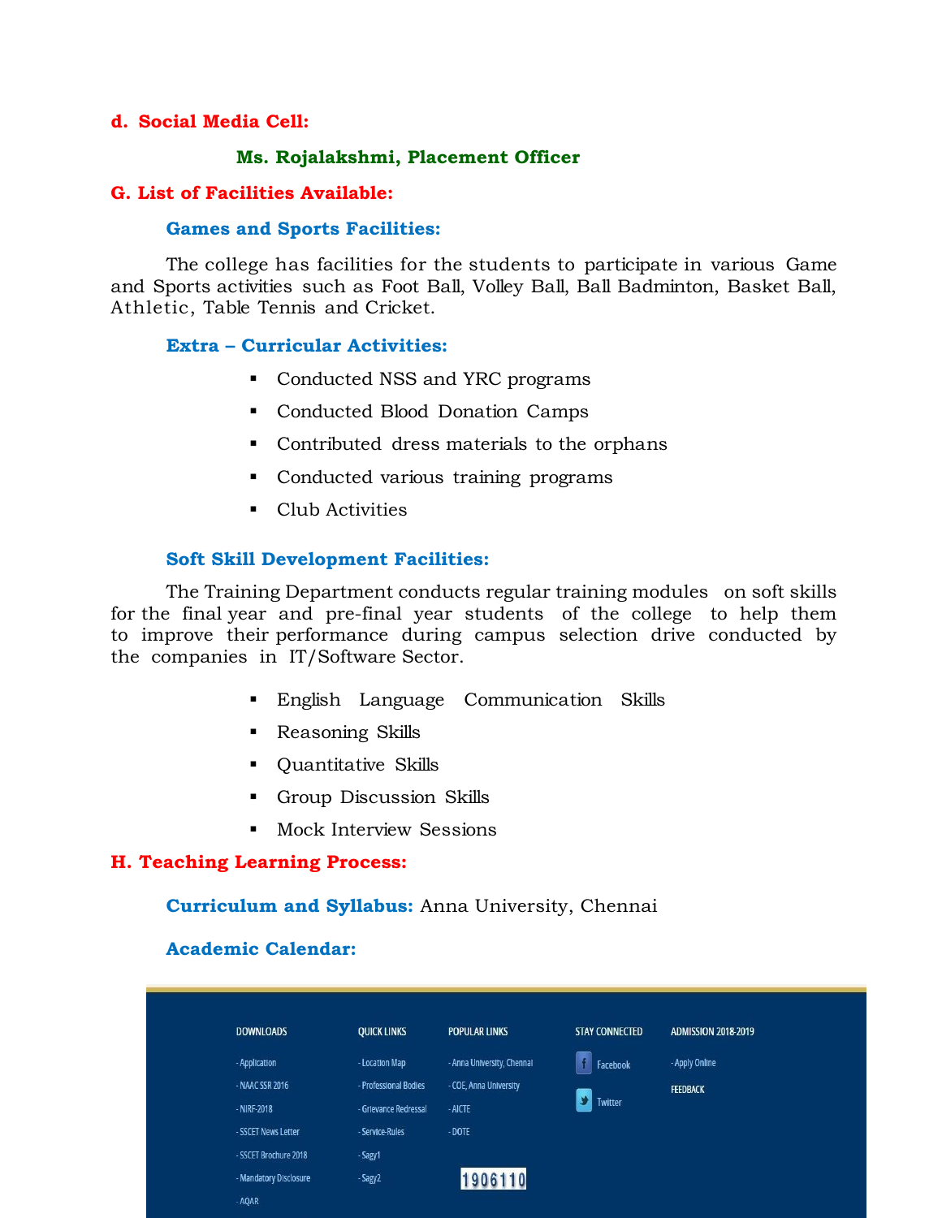**d. Social Media Cell:**

**Ms. Rojalakshmi, Placement Officer**

## G. List of Facilities Available:

### Games and Sports Facilities:

The college has facilities for the students to participate in various Game and Sports activities such as Foot Ball, Volley Ball, Ball Badminton, Basket Ball, Athletic, Table Tennis and Cricket.

### Extra – Curricular Activities:

- Conducted NSS and YRC programs
- Conducted Blood Donation Camps
- Contributed dress materials to the orphans
- Conducted various training programs
- Club Activities

### Soft Skill Development Facilities:

The Training Department conducts regular training modules on soft skills for the final year and pre-final year students of the college to help them to improve their performance during campus selection drive conducted by the companies in IT/Software Sector.

- English Language Communication Skills
- Reasoning Skills
- Quantitative Skills
- Group Discussion Skills
- Mock Interview Sessions

## H. Teaching Learning Process:

**Curriculum and Syllabus:** Anna University, Chennai

**Academic Calendar:**

DOWNLOADS
- Application
- NAAC SSR 2016
- NIRF-2018
- SSCET News Letter
- SSCET Brochure 2018
- Mandatory Disclosure
- AQAR

QUICK LINKS
- Location Map
- Professional Bodies
- Grievance Redressal
- Service-Rules
- Sagy1
- Sagy2

POPULAR LINKS
- Anna University, Chennai
- COE, Anna University
- AICTE
- DOTE

1906110

STAY CONNECTED
- Facebook
- Twitter

ADMISSION 2018-2019
- Apply Online

FEEDBACK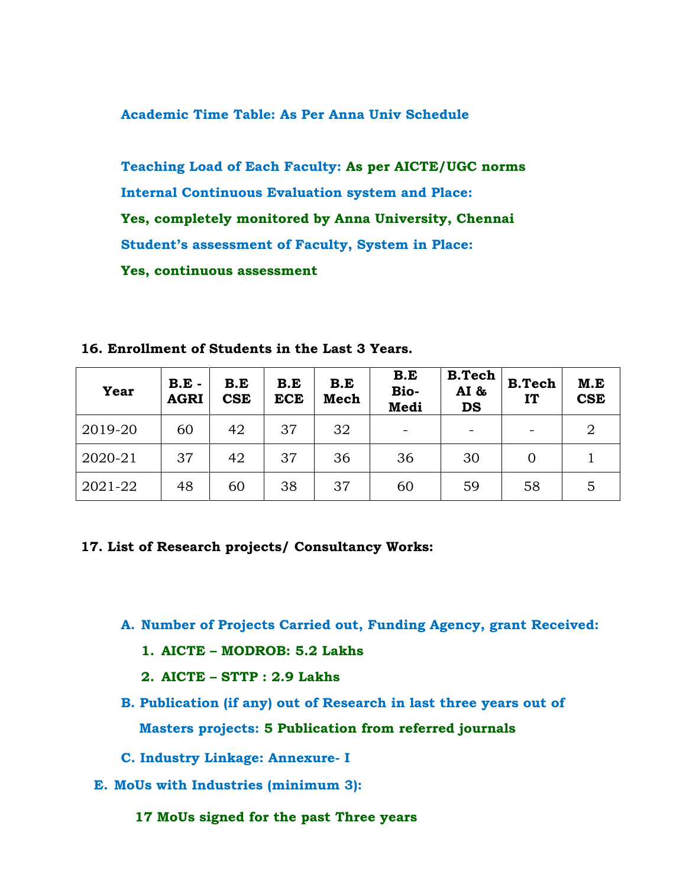**Academic Time Table: As Per Anna Univ Schedule**

**Teaching Load of Each Faculty: As per AICTE/UGC norms**

**Internal Continuous Evaluation system and Place:**

**Yes, completely monitored by Anna University, Chennai**

**Student's assessment of Faculty, System in Place:**

**Yes, continuous assessment**

**16. Enrollment of Students in the Last 3 Years.**

| Year | B.E - AGRI | B.E CSE | B.E ECE | B.E Mech | B.E Bio-Medi | B.Tech AI & DS | B.Tech IT | M.E CSE |
|---|---|---|---|---|---|---|---|---|
| 2019-20 | 60 | 42 | 37 | 32 | - | - | - | 2 |
| 2020-21 | 37 | 42 | 37 | 36 | 36 | 30 | 0 | 1 |
| 2021-22 | 48 | 60 | 38 | 37 | 60 | 59 | 58 | 5 |

**17. List of Research projects/ Consultancy Works:**

A. **Number of Projects Carried out, Funding Agency, grant Received:**
   1. **AICTE – MODROB: 5.2 Lakhs**
   2. **AICTE – STTP : 2.9 Lakhs**

B. **Publication (if any) out of Research in last three years out of Masters projects: 5 Publication from referred journals**

C. **Industry Linkage: Annexure- I**

E. **MoUs with Industries (minimum 3):**

**17 MoUs signed for the past Three years**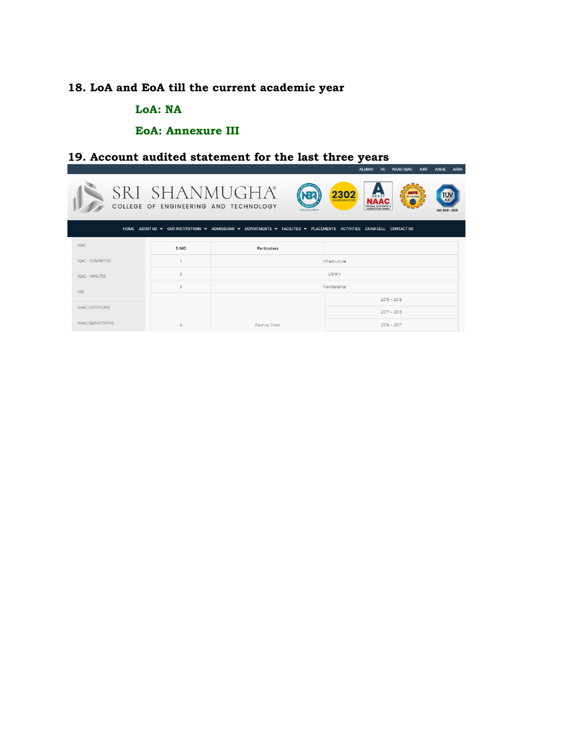## 18. LoA and EoA till the current academic year

**LoA: NA**

**EoA: Annexure III**

## 19. Account audited statement for the last three years

ALUMNI IIC NAAC-IQAC NIRF AISHE ARIIA

SRI SHANMUGHA®
COLLEGE OF ENGINEERING AND TECHNOLOGY

2302 COUNSELLING CODE

HOME ABOUT US OUR INSTITUTIONS ADMISSIONS DEPARTMENTS FACILITIES PLACEMENTS ACTIVITIES EXAM CELL CONTACT US

IQAC
IQAC - COMMITTEE
IQAC - MINUTES
SSR
NAAC CERTIFICATE
NAAC QUANTITATIVE

| S.NO | Particulars | |
|---|---|---|
| 1 | Infrastructure | |
| 2 | Library | |
| 3 | Maintenance | |
| | | 2018 – 2019 |
| | | 2017 – 2018 |
| 4 | Balance Sheet | 2016 – 2017 |